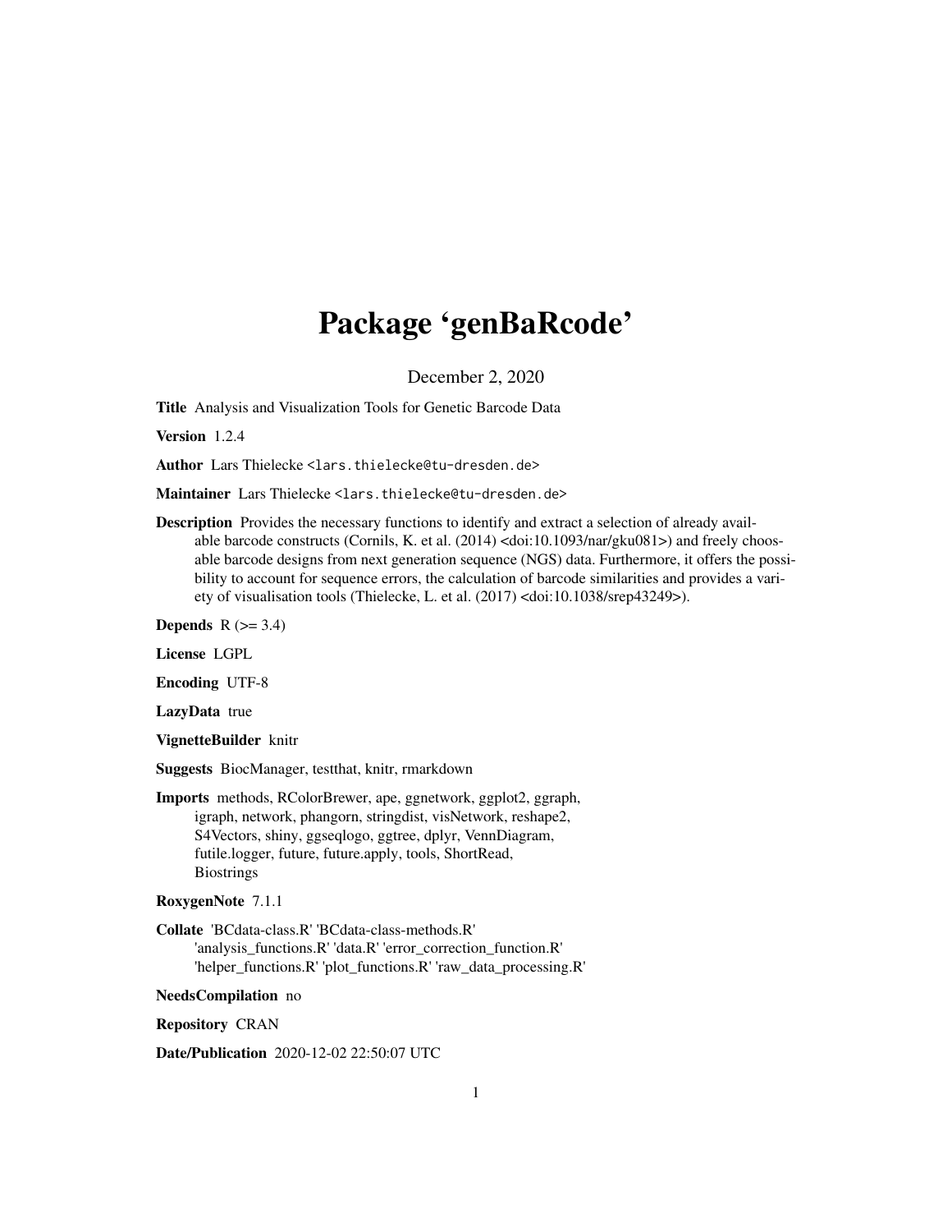# Package 'genBaRcode'

December 2, 2020

**Title** Analysis and Visualization Tools for Genetic Barcode Data

**Version** 1.2.4

**Author** Lars Thielecke <lars.thielecke@tu-dresden.de>

**Maintainer** Lars Thielecke <lars.thielecke@tu-dresden.de>

**Description** Provides the necessary functions to identify and extract a selection of already available barcode constructs (Cornils, K. et al. (2014) <doi:10.1093/nar/gku081>) and freely choosable barcode designs from next generation sequence (NGS) data. Furthermore, it offers the possibility to account for sequence errors, the calculation of barcode similarities and provides a variety of visualisation tools (Thielecke, L. et al. (2017) <doi:10.1038/srep43249>).

**Depends** R (>= 3.4)

**License** LGPL

**Encoding** UTF-8

**LazyData** true

**VignetteBuilder** knitr

**Suggests** BiocManager, testthat, knitr, rmarkdown

**Imports** methods, RColorBrewer, ape, ggnetwork, ggplot2, ggraph, igraph, network, phangorn, stringdist, visNetwork, reshape2, S4Vectors, shiny, ggseqlogo, ggtree, dplyr, VennDiagram, futile.logger, future, future.apply, tools, ShortRead, Biostrings

**RoxygenNote** 7.1.1

**Collate** 'BCdata-class.R' 'BCdata-class-methods.R' 'analysis_functions.R' 'data.R' 'error_correction_function.R' 'helper_functions.R' 'plot_functions.R' 'raw_data_processing.R'

**NeedsCompilation** no

**Repository** CRAN

**Date/Publication** 2020-12-02 22:50:07 UTC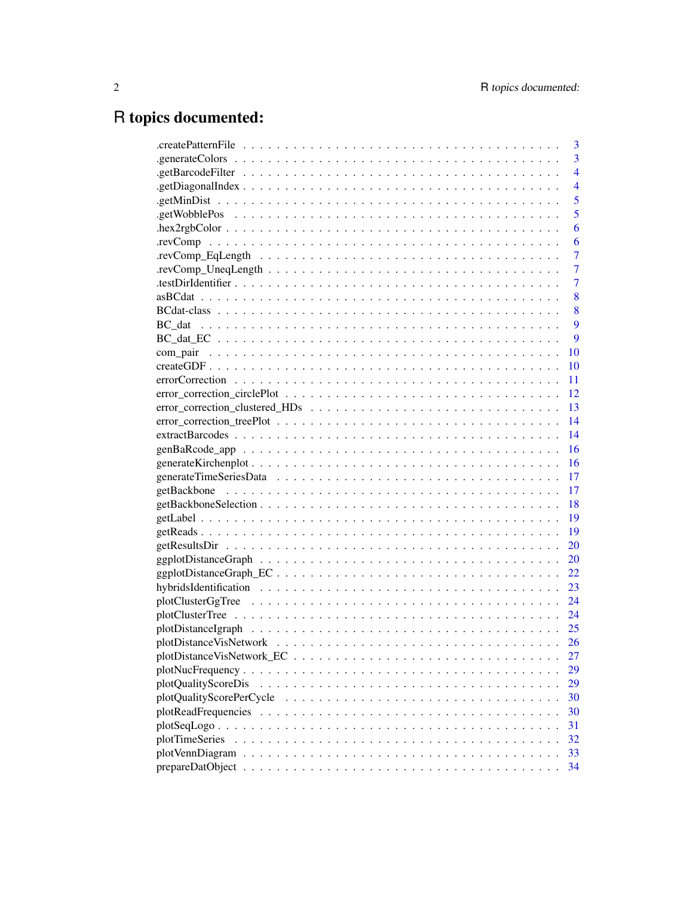# R topics documented:

.createPatternFile . . . . . . . . . . . . . . . . . . . . . . . . . . . . . . . . . . . 3
.generateColors . . . . . . . . . . . . . . . . . . . . . . . . . . . . . . . . . . . 3
.getBarcodeFilter . . . . . . . . . . . . . . . . . . . . . . . . . . . . . . . . . . . 4
.getDiagonalIndex . . . . . . . . . . . . . . . . . . . . . . . . . . . . . . . . . . . 4
.getMinDist . . . . . . . . . . . . . . . . . . . . . . . . . . . . . . . . . . . 5
.getWobblePos . . . . . . . . . . . . . . . . . . . . . . . . . . . . . . . . . . . 5
.hex2rgbColor . . . . . . . . . . . . . . . . . . . . . . . . . . . . . . . . . . . 6
.revComp . . . . . . . . . . . . . . . . . . . . . . . . . . . . . . . . . . . 6
.revComp_EqLength . . . . . . . . . . . . . . . . . . . . . . . . . . . . . . . . . . . 7
.revComp_UneqLength . . . . . . . . . . . . . . . . . . . . . . . . . . . . . . . . . . . 7
.testDirIdentifier . . . . . . . . . . . . . . . . . . . . . . . . . . . . . . . . . . . 7
asBCdat . . . . . . . . . . . . . . . . . . . . . . . . . . . . . . . . . . . 8
BCdat-class . . . . . . . . . . . . . . . . . . . . . . . . . . . . . . . . . . . 8
BC_dat . . . . . . . . . . . . . . . . . . . . . . . . . . . . . . . . . . . 9
BC_dat_EC . . . . . . . . . . . . . . . . . . . . . . . . . . . . . . . . . . . 9
com_pair . . . . . . . . . . . . . . . . . . . . . . . . . . . . . . . . . . . 10
createGDF . . . . . . . . . . . . . . . . . . . . . . . . . . . . . . . . . . . 10
errorCorrection . . . . . . . . . . . . . . . . . . . . . . . . . . . . . . . . . . . 11
error_correction_circlePlot . . . . . . . . . . . . . . . . . . . . . . . . . . . . . . . . . . . 12
error_correction_clustered_HDs . . . . . . . . . . . . . . . . . . . . . . . . . . . . . . . . . . . 13
error_correction_treePlot . . . . . . . . . . . . . . . . . . . . . . . . . . . . . . . . . . . 14
extractBarcodes . . . . . . . . . . . . . . . . . . . . . . . . . . . . . . . . . . . 14
genBaRcode_app . . . . . . . . . . . . . . . . . . . . . . . . . . . . . . . . . . . 16
generateKirchenplot . . . . . . . . . . . . . . . . . . . . . . . . . . . . . . . . . . . 16
generateTimeSeriesData . . . . . . . . . . . . . . . . . . . . . . . . . . . . . . . . . . . 17
getBackbone . . . . . . . . . . . . . . . . . . . . . . . . . . . . . . . . . . . 17
getBackboneSelection . . . . . . . . . . . . . . . . . . . . . . . . . . . . . . . . . . . 18
getLabel . . . . . . . . . . . . . . . . . . . . . . . . . . . . . . . . . . . 19
getReads . . . . . . . . . . . . . . . . . . . . . . . . . . . . . . . . . . . 19
getResultsDir . . . . . . . . . . . . . . . . . . . . . . . . . . . . . . . . . . . 20
ggplotDistanceGraph . . . . . . . . . . . . . . . . . . . . . . . . . . . . . . . . . . . 20
ggplotDistanceGraph_EC . . . . . . . . . . . . . . . . . . . . . . . . . . . . . . . . . . . 22
hybridsIdentification . . . . . . . . . . . . . . . . . . . . . . . . . . . . . . . . . . . 23
plotClusterGgTree . . . . . . . . . . . . . . . . . . . . . . . . . . . . . . . . . . . 24
plotClusterTree . . . . . . . . . . . . . . . . . . . . . . . . . . . . . . . . . . . 24
plotDistanceIgraph . . . . . . . . . . . . . . . . . . . . . . . . . . . . . . . . . . . 25
plotDistanceVisNetwork . . . . . . . . . . . . . . . . . . . . . . . . . . . . . . . . . . . 26
plotDistanceVisNetwork_EC . . . . . . . . . . . . . . . . . . . . . . . . . . . . . . . . . . . 27
plotNucFrequency . . . . . . . . . . . . . . . . . . . . . . . . . . . . . . . . . . . 29
plotQualityScoreDis . . . . . . . . . . . . . . . . . . . . . . . . . . . . . . . . . . . 29
plotQualityScorePerCycle . . . . . . . . . . . . . . . . . . . . . . . . . . . . . . . . . . . 30
plotReadFrequencies . . . . . . . . . . . . . . . . . . . . . . . . . . . . . . . . . . . 30
plotSeqLogo . . . . . . . . . . . . . . . . . . . . . . . . . . . . . . . . . . . 31
plotTimeSeries . . . . . . . . . . . . . . . . . . . . . . . . . . . . . . . . . . . 32
plotVennDiagram . . . . . . . . . . . . . . . . . . . . . . . . . . . . . . . . . . . 33
prepareDatObject . . . . . . . . . . . . . . . . . . . . . . . . . . . . . . . . . . . 34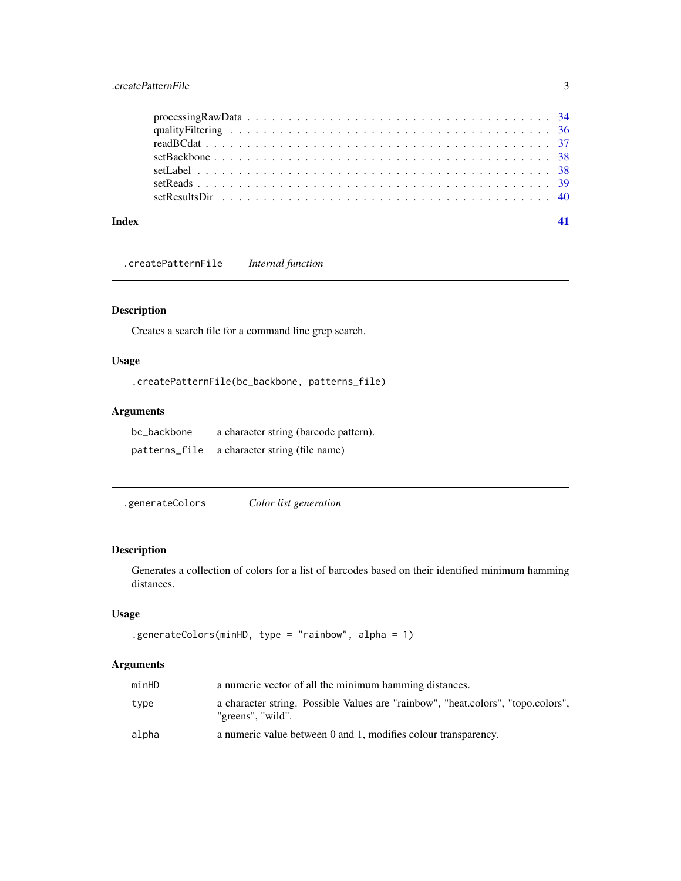processingRawData . . . . . . . . . . . . . . . . . . . . . . . . . . . . . . . . . . 34
qualityFiltering . . . . . . . . . . . . . . . . . . . . . . . . . . . . . . . . . . 36
readBCdat . . . . . . . . . . . . . . . . . . . . . . . . . . . . . . . . . . 37
setBackbone . . . . . . . . . . . . . . . . . . . . . . . . . . . . . . . . . . 38
setLabel . . . . . . . . . . . . . . . . . . . . . . . . . . . . . . . . . . 38
setReads . . . . . . . . . . . . . . . . . . . . . . . . . . . . . . . . . . 39
setResultsDir . . . . . . . . . . . . . . . . . . . . . . . . . . . . . . . . . . 40

**Index** **41**

---

## `.createPatternFile` *Internal function*

### Description

Creates a search file for a command line grep search.

### Usage

```
.createPatternFile(bc_backbone, patterns_file)
```

### Arguments

| | |
|---|---|
| `bc_backbone` | a character string (barcode pattern). |
| `patterns_file` | a character string (file name) |

---

## `.generateColors` *Color list generation*

### Description

Generates a collection of colors for a list of barcodes based on their identified minimum hamming distances.

### Usage

```
.generateColors(minHD, type = "rainbow", alpha = 1)
```

### Arguments

| | |
|---|---|
| `minHD` | a numeric vector of all the minimum hamming distances. |
| `type` | a character string. Possible Values are "rainbow", "heat.colors", "topo.colors", "greens", "wild". |
| `alpha` | a numeric value between 0 and 1, modifies colour transparency. |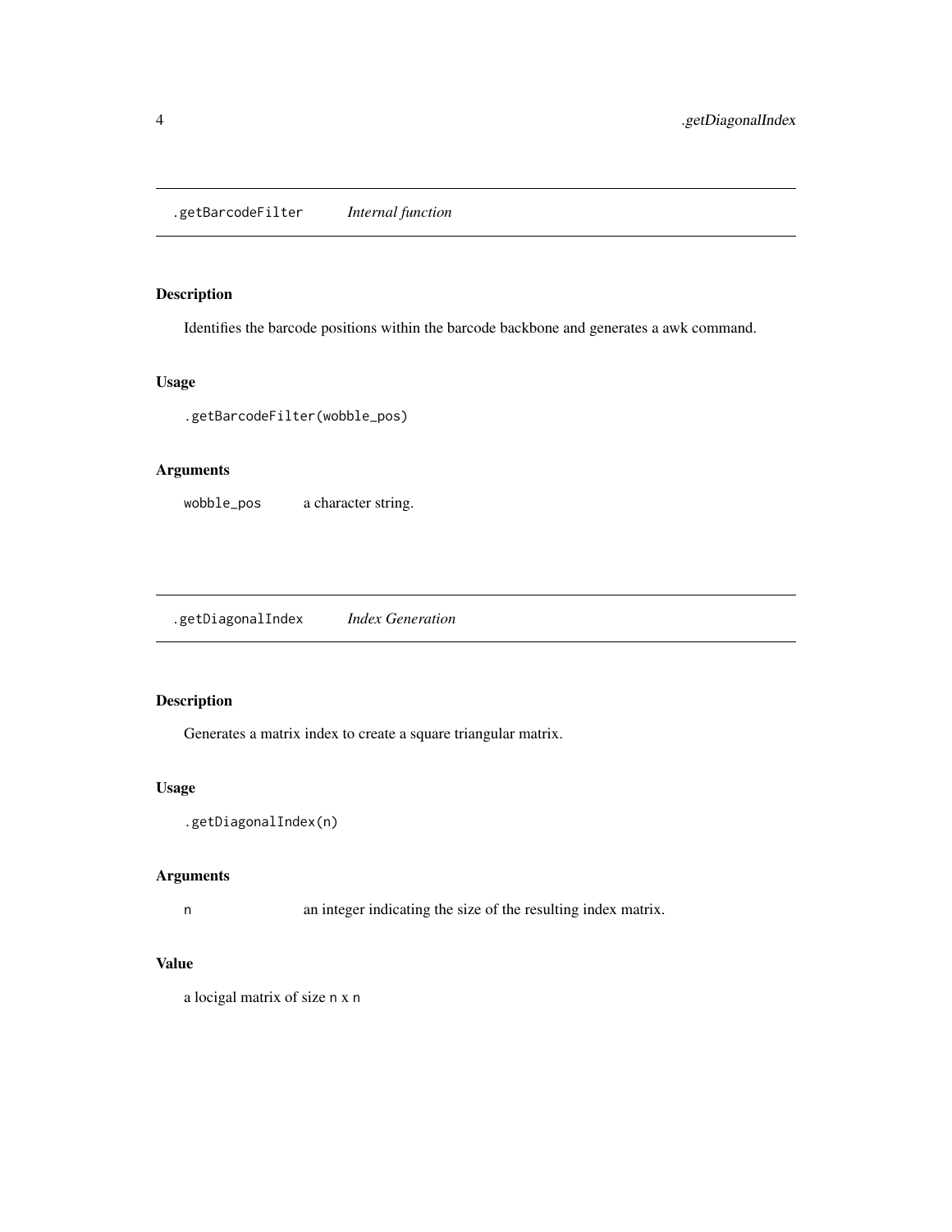## .getBarcodeFilter *Internal function*

### Description

Identifies the barcode positions within the barcode backbone and generates a awk command.

### Usage

```
.getBarcodeFilter(wobble_pos)
```

### Arguments

| | |
|---|---|
| `wobble_pos` | a character string. |

## .getDiagonalIndex *Index Generation*

### Description

Generates a matrix index to create a square triangular matrix.

### Usage

```
.getDiagonalIndex(n)
```

### Arguments

| | |
|---|---|
| `n` | an integer indicating the size of the resulting index matrix. |

### Value

a locigal matrix of size `n` x `n`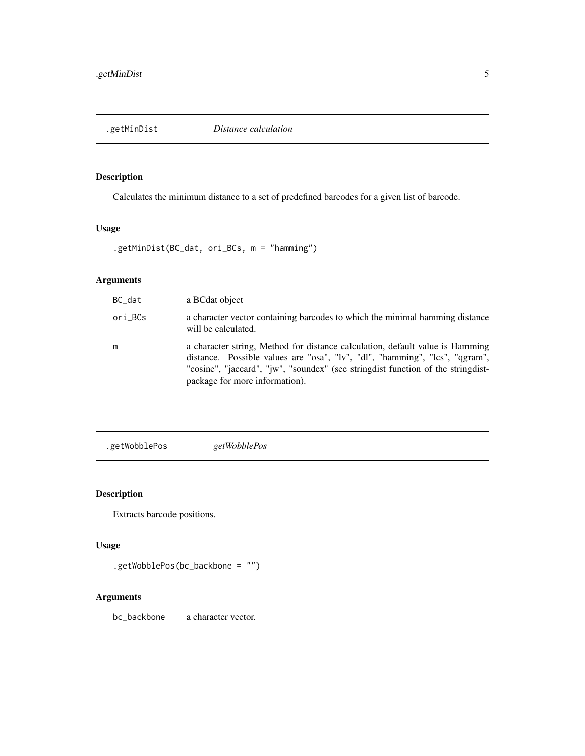## .getMinDist *Distance calculation*

### Description

Calculates the minimum distance to a set of predefined barcodes for a given list of barcode.

### Usage

```
.getMinDist(BC_dat, ori_BCs, m = "hamming")
```

### Arguments

| | |
|---|---|
| `BC_dat` | a BCdat object |
| `ori_BCs` | a character vector containing barcodes to which the minimal hamming distance will be calculated. |
| `m` | a character string, Method for distance calculation, default value is Hamming distance. Possible values are "osa", "lv", "dl", "hamming", "lcs", "qgram", "cosine", "jaccard", "jw", "soundex" (see stringdist function of the stringdist-package for more information). |

## .getWobblePos *getWobblePos*

### Description

Extracts barcode positions.

### Usage

```
.getWobblePos(bc_backbone = "")
```

### Arguments

| | |
|---|---|
| `bc_backbone` | a character vector. |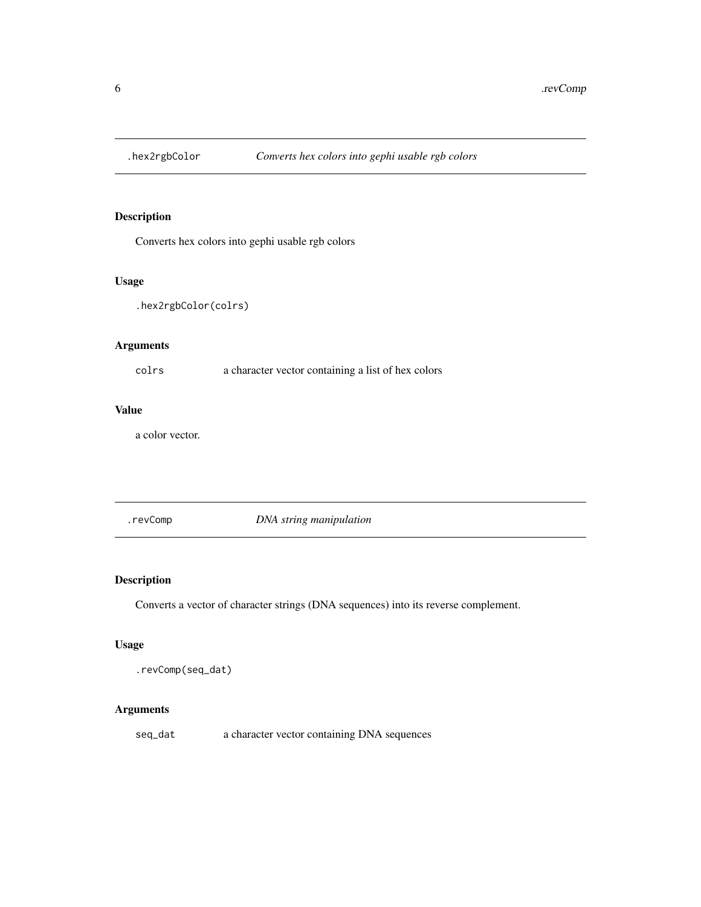## .hex2rgbColor *Converts hex colors into gephi usable rgb colors*

### Description

Converts hex colors into gephi usable rgb colors

### Usage

```
.hex2rgbColor(colrs)
```

### Arguments

| | |
|---|---|
| colrs | a character vector containing a list of hex colors |

### Value

a color vector.

## .revComp *DNA string manipulation*

### Description

Converts a vector of character strings (DNA sequences) into its reverse complement.

### Usage

```
.revComp(seq_dat)
```

### Arguments

| | |
|---|---|
| seq_dat | a character vector containing DNA sequences |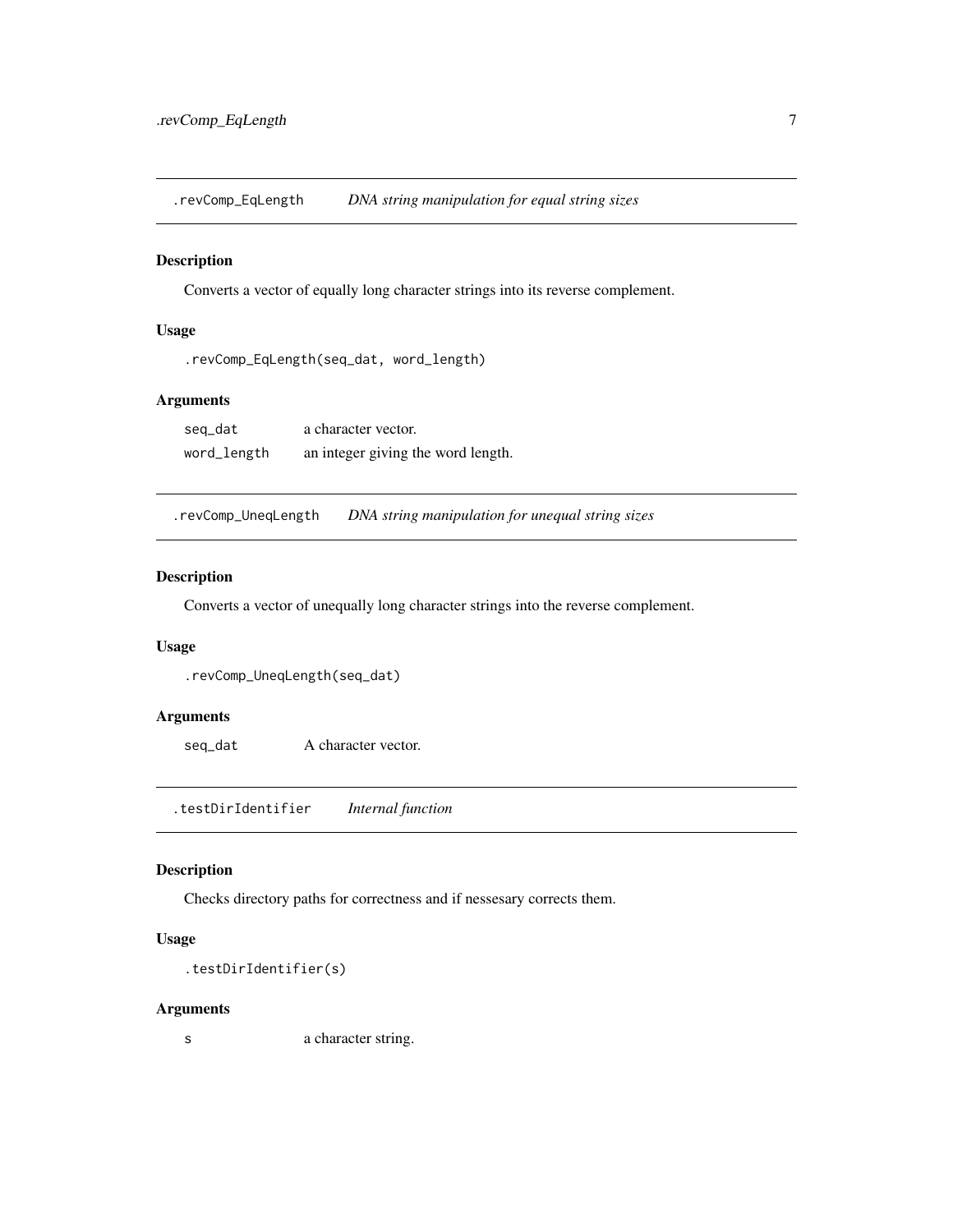## .revComp_EqLength    *DNA string manipulation for equal string sizes*

### Description

Converts a vector of equally long character strings into its reverse complement.

### Usage

```
.revComp_EqLength(seq_dat, word_length)
```

### Arguments

| | |
|---|---|
| `seq_dat` | a character vector. |
| `word_length` | an integer giving the word length. |

## .revComp_UneqLength    *DNA string manipulation for unequal string sizes*

### Description

Converts a vector of unequally long character strings into the reverse complement.

### Usage

```
.revComp_UneqLength(seq_dat)
```

### Arguments

| | |
|---|---|
| `seq_dat` | A character vector. |

## .testDirIdentifier    *Internal function*

### Description

Checks directory paths for correctness and if nessesary corrects them.

### Usage

```
.testDirIdentifier(s)
```

### Arguments

| | |
|---|---|
| `s` | a character string. |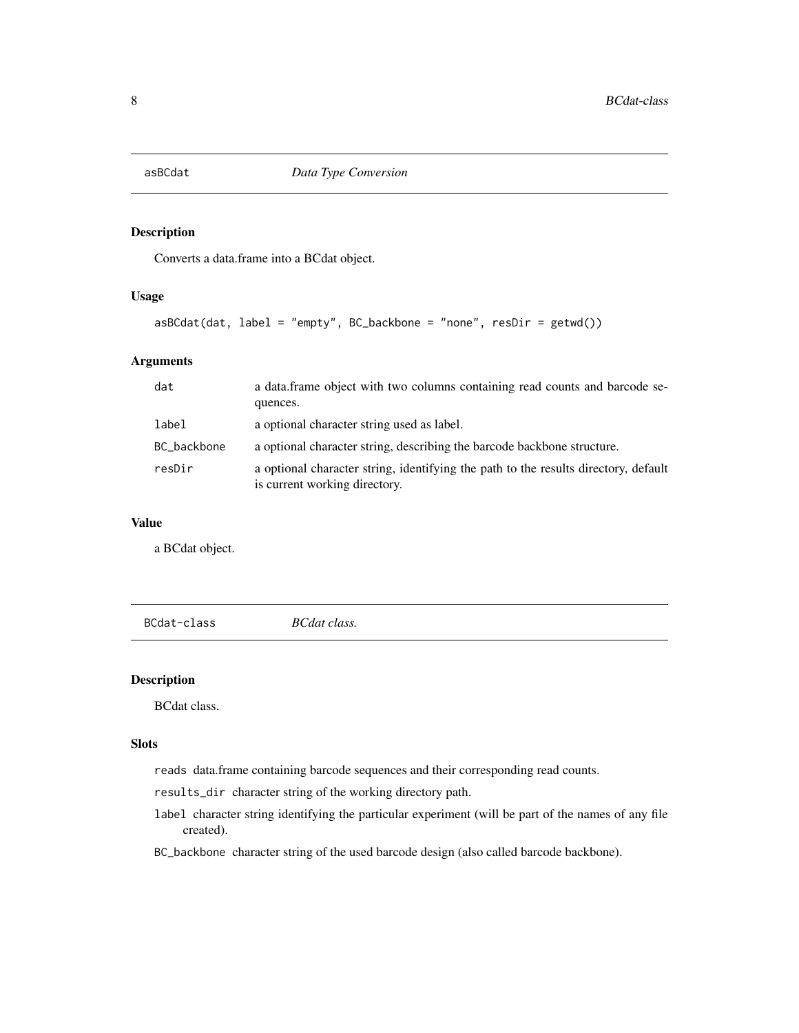## asBCdat *Data Type Conversion*

### Description

Converts a data.frame into a BCdat object.

### Usage

```
asBCdat(dat, label = "empty", BC_backbone = "none", resDir = getwd())
```

### Arguments

| | |
|---|---|
| dat | a data.frame object with two columns containing read counts and barcode sequences. |
| label | a optional character string used as label. |
| BC_backbone | a optional character string, describing the barcode backbone structure. |
| resDir | a optional character string, identifying the path to the results directory, default is current working directory. |

### Value

a BCdat object.

## BCdat-class *BCdat class.*

### Description

BCdat class.

### Slots

- reads data.frame containing barcode sequences and their corresponding read counts.
- results_dir character string of the working directory path.
- label character string identifying the particular experiment (will be part of the names of any file created).
- BC_backbone character string of the used barcode design (also called barcode backbone).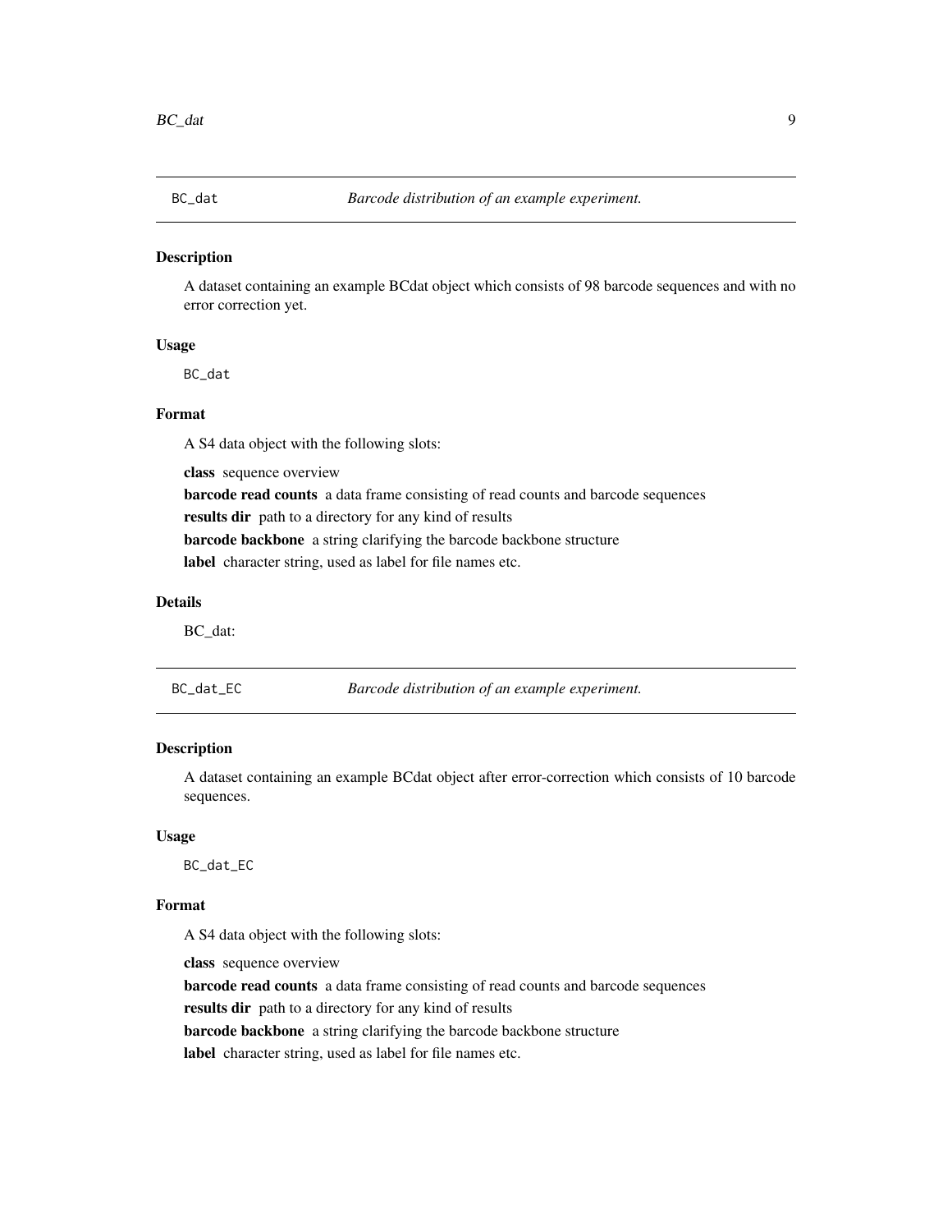## BC_dat — *Barcode distribution of an example experiment.*

### Description

A dataset containing an example BCdat object which consists of 98 barcode sequences and with no error correction yet.

### Usage

```
BC_dat
```

### Format

A S4 data object with the following slots:

**class** sequence overview

**barcode read counts** a data frame consisting of read counts and barcode sequences

**results dir** path to a directory for any kind of results

**barcode backbone** a string clarifying the barcode backbone structure

**label** character string, used as label for file names etc.

### Details

BC_dat:

## BC_dat_EC — *Barcode distribution of an example experiment.*

### Description

A dataset containing an example BCdat object after error-correction which consists of 10 barcode sequences.

### Usage

```
BC_dat_EC
```

### Format

A S4 data object with the following slots:

**class** sequence overview

**barcode read counts** a data frame consisting of read counts and barcode sequences

**results dir** path to a directory for any kind of results

**barcode backbone** a string clarifying the barcode backbone structure

**label** character string, used as label for file names etc.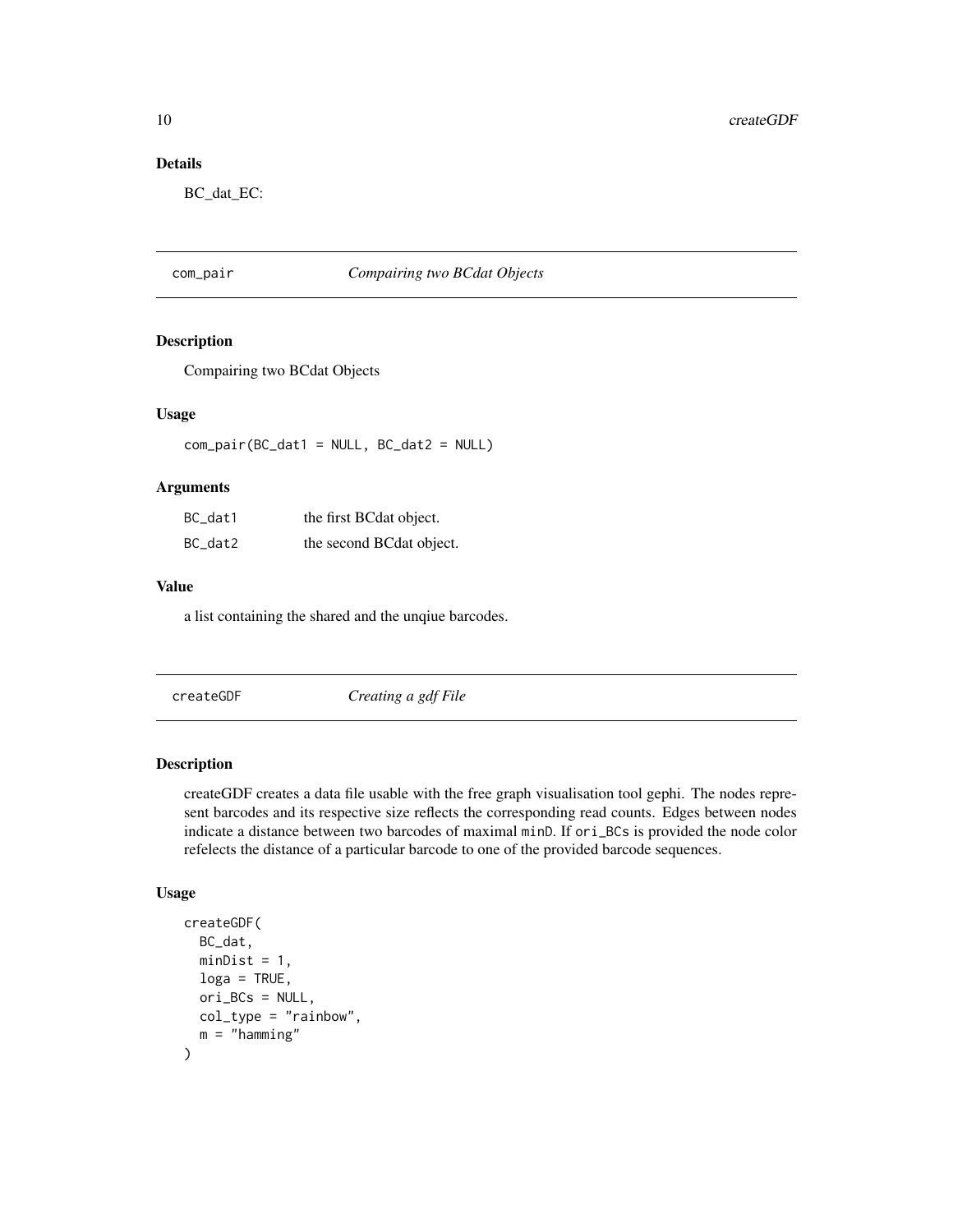## Details

BC_dat_EC:

---

`com_pair` *Compairing two BCdat Objects*

---

### Description

Compairing two BCdat Objects

### Usage

```
com_pair(BC_dat1 = NULL, BC_dat2 = NULL)
```

### Arguments

| | |
|---|---|
| `BC_dat1` | the first BCdat object. |
| `BC_dat2` | the second BCdat object. |

### Value

a list containing the shared and the unqiue barcodes.

---

`createGDF` *Creating a gdf File*

---

### Description

createGDF creates a data file usable with the free graph visualisation tool gephi. The nodes represent barcodes and its respective size reflects the corresponding read counts. Edges between nodes indicate a distance between two barcodes of maximal `minD`. If `ori_BCs` is provided the node color refelects the distance of a particular barcode to one of the provided barcode sequences.

### Usage

```
createGDF(
  BC_dat,
  minDist = 1,
  loga = TRUE,
  ori_BCs = NULL,
  col_type = "rainbow",
  m = "hamming"
)
```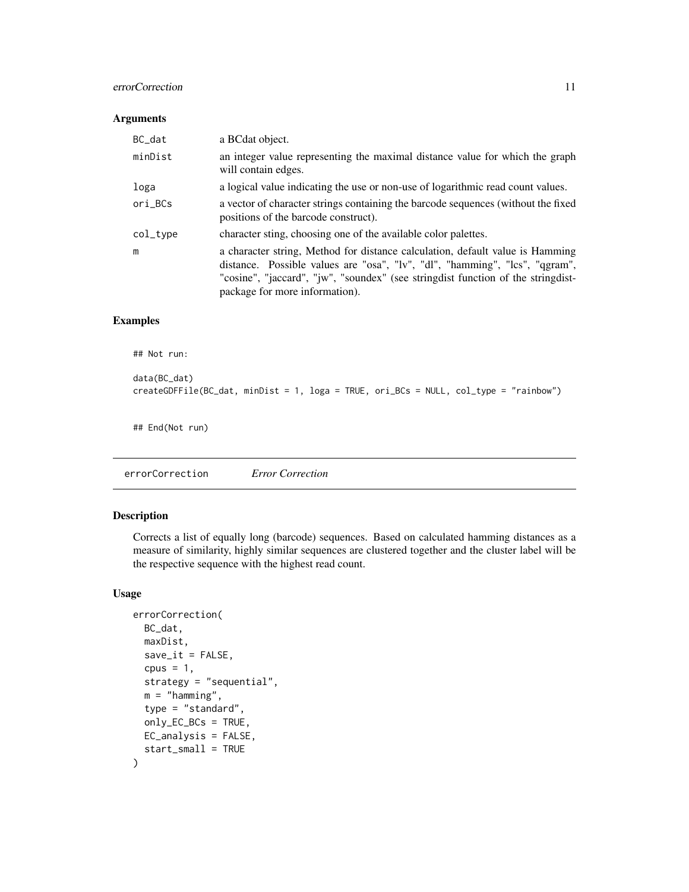### Arguments

| | |
|---|---|
| `BC_dat` | a BCdat object. |
| `minDist` | an integer value representing the maximal distance value for which the graph will contain edges. |
| `loga` | a logical value indicating the use or non-use of logarithmic read count values. |
| `ori_BCs` | a vector of character strings containing the barcode sequences (without the fixed positions of the barcode construct). |
| `col_type` | character sting, choosing one of the available color palettes. |
| `m` | a character string, Method for distance calculation, default value is Hamming distance. Possible values are "osa", "lv", "dl", "hamming", "lcs", "qgram", "cosine", "jaccard", "jw", "soundex" (see stringdist function of the stringdist-package for more information). |

### Examples

```
## Not run:

data(BC_dat)
createGDFFile(BC_dat, minDist = 1, loga = TRUE, ori_BCs = NULL, col_type = "rainbow")


## End(Not run)
```

## errorCorrection *Error Correction*

### Description

Corrects a list of equally long (barcode) sequences. Based on calculated hamming distances as a measure of similarity, highly similar sequences are clustered together and the cluster label will be the respective sequence with the highest read count.

### Usage

```
errorCorrection(
  BC_dat,
  maxDist,
  save_it = FALSE,
  cpus = 1,
  strategy = "sequential",
  m = "hamming",
  type = "standard",
  only_EC_BCs = TRUE,
  EC_analysis = FALSE,
  start_small = TRUE
)
```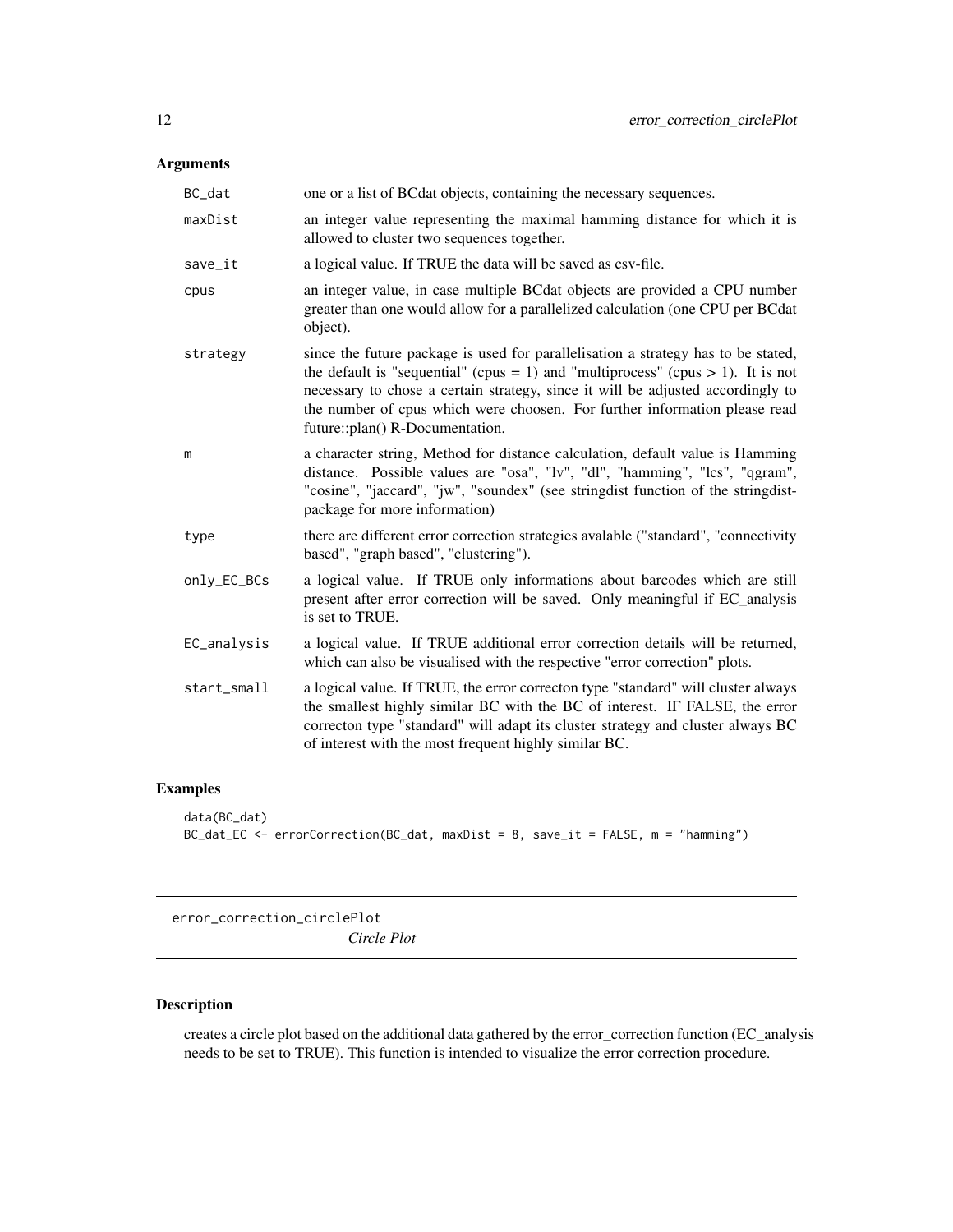## Arguments

| | |
|---|---|
| BC_dat | one or a list of BCdat objects, containing the necessary sequences. |
| maxDist | an integer value representing the maximal hamming distance for which it is allowed to cluster two sequences together. |
| save_it | a logical value. If TRUE the data will be saved as csv-file. |
| cpus | an integer value, in case multiple BCdat objects are provided a CPU number greater than one would allow for a parallelized calculation (one CPU per BCdat object). |
| strategy | since the future package is used for parallelisation a strategy has to be stated, the default is "sequential" (cpus = 1) and "multiprocess" (cpus > 1). It is not necessary to chose a certain strategy, since it will be adjusted accordingly to the number of cpus which were choosen. For further information please read future::plan() R-Documentation. |
| m | a character string, Method for distance calculation, default value is Hamming distance. Possible values are "osa", "lv", "dl", "hamming", "lcs", "qgram", "cosine", "jaccard", "jw", "soundex" (see stringdist function of the stringdist-package for more information) |
| type | there are different error correction strategies avalable ("standard", "connectivity based", "graph based", "clustering"). |
| only_EC_BCs | a logical value. If TRUE only informations about barcodes which are still present after error correction will be saved. Only meaningful if EC_analysis is set to TRUE. |
| EC_analysis | a logical value. If TRUE additional error correction details will be returned, which can also be visualised with the respective "error correction" plots. |
| start_small | a logical value. If TRUE, the error correcton type "standard" will cluster always the smallest highly similar BC with the BC of interest. IF FALSE, the error correcton type "standard" will adapt its cluster strategy and cluster always BC of interest with the most frequent highly similar BC. |

## Examples

```
data(BC_dat)
BC_dat_EC <- errorCorrection(BC_dat, maxDist = 8, save_it = FALSE, m = "hamming")
```

---

# error_correction_circlePlot *Circle Plot*

## Description

creates a circle plot based on the additional data gathered by the error_correction function (EC_analysis needs to be set to TRUE). This function is intended to visualize the error correction procedure.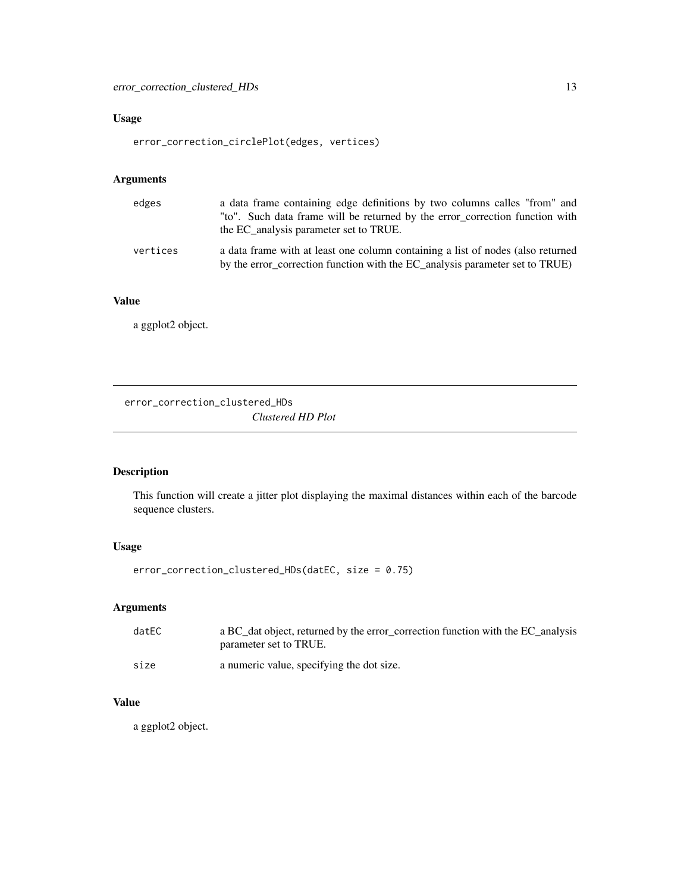### Usage

```
error_correction_circlePlot(edges, vertices)
```

### Arguments

| | |
|---|---|
| edges | a data frame containing edge definitions by two columns calles "from" and "to". Such data frame will be returned by the error_correction function with the EC_analysis parameter set to TRUE. |
| vertices | a data frame with at least one column containing a list of nodes (also returned by the error_correction function with the EC_analysis parameter set to TRUE) |

### Value

a ggplot2 object.

---

## error_correction_clustered_HDs

*Clustered HD Plot*

---

### Description

This function will create a jitter plot displaying the maximal distances within each of the barcode sequence clusters.

### Usage

```
error_correction_clustered_HDs(datEC, size = 0.75)
```

### Arguments

| | |
|---|---|
| datEC | a BC_dat object, returned by the error_correction function with the EC_analysis parameter set to TRUE. |
| size | a numeric value, specifying the dot size. |

### Value

a ggplot2 object.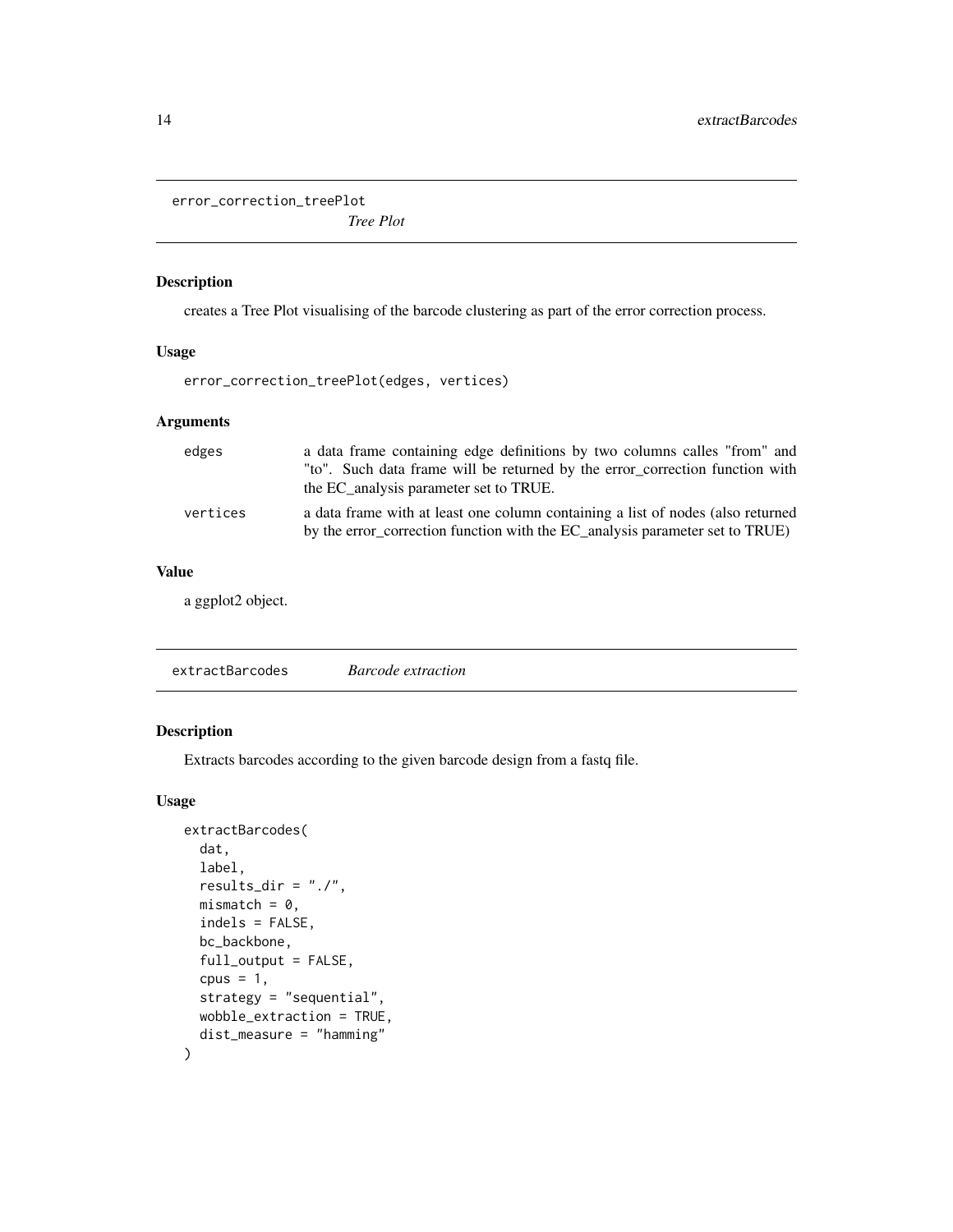## error_correction_treePlot *Tree Plot*

### Description

creates a Tree Plot visualising of the barcode clustering as part of the error correction process.

### Usage

```
error_correction_treePlot(edges, vertices)
```

### Arguments

| | |
|---|---|
| edges | a data frame containing edge definitions by two columns calles "from" and "to". Such data frame will be returned by the error_correction function with the EC_analysis parameter set to TRUE. |
| vertices | a data frame with at least one column containing a list of nodes (also returned by the error_correction function with the EC_analysis parameter set to TRUE) |

### Value

a ggplot2 object.

## extractBarcodes *Barcode extraction*

### Description

Extracts barcodes according to the given barcode design from a fastq file.

### Usage

```
extractBarcodes(
  dat,
  label,
  results_dir = "./",
  mismatch = 0,
  indels = FALSE,
  bc_backbone,
  full_output = FALSE,
  cpus = 1,
  strategy = "sequential",
  wobble_extraction = TRUE,
  dist_measure = "hamming"
)
```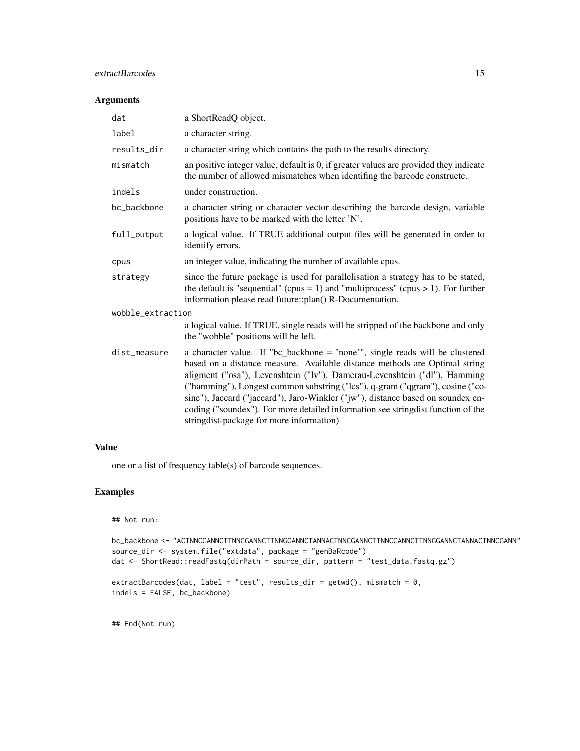### Arguments

| | |
|---|---|
| `dat` | a ShortReadQ object. |
| `label` | a character string. |
| `results_dir` | a character string which contains the path to the results directory. |
| `mismatch` | an positive integer value, default is 0, if greater values are provided they indicate the number of allowed mismatches when identifing the barcode constructe. |
| `indels` | under construction. |
| `bc_backbone` | a character string or character vector describing the barcode design, variable positions have to be marked with the letter 'N'. |
| `full_output` | a logical value. If TRUE additional output files will be generated in order to identify errors. |
| `cpus` | an integer value, indicating the number of available cpus. |
| `strategy` | since the future package is used for parallelisation a strategy has to be stated, the default is "sequential" (cpus = 1) and "multiprocess" (cpus > 1). For further information please read future::plan() R-Documentation. |
| `wobble_extraction` | a logical value. If TRUE, single reads will be stripped of the backbone and only the "wobble" positions will be left. |
| `dist_measure` | a character value. If "bc_backbone = 'none'", single reads will be clustered based on a distance measure. Available distance methods are Optimal string aligment ("osa"), Levenshtein ("lv"), Damerau-Levenshtein ("dl"), Hamming ("hamming"), Longest common substring ("lcs"), q-gram ("qgram"), cosine ("cosine"), Jaccard ("jaccard"), Jaro-Winkler ("jw"), distance based on soundex encoding ("soundex"). For more detailed information see stringdist function of the stringdist-package for more information) |

### Value

one or a list of frequency table(s) of barcode sequences.

### Examples

```
## Not run:

bc_backbone <- "ACTNNCGANNCTTNNCGANNCTTNNGGANNCTANNACTNNCGANNCTTNNCGANNCTTNNGGANNCTANNACTNNCGANN"
source_dir <- system.file("extdata", package = "genBaRcode")
dat <- ShortRead::readFastq(dirPath = source_dir, pattern = "test_data.fastq.gz")

extractBarcodes(dat, label = "test", results_dir = getwd(), mismatch = 0,
indels = FALSE, bc_backbone)


## End(Not run)
```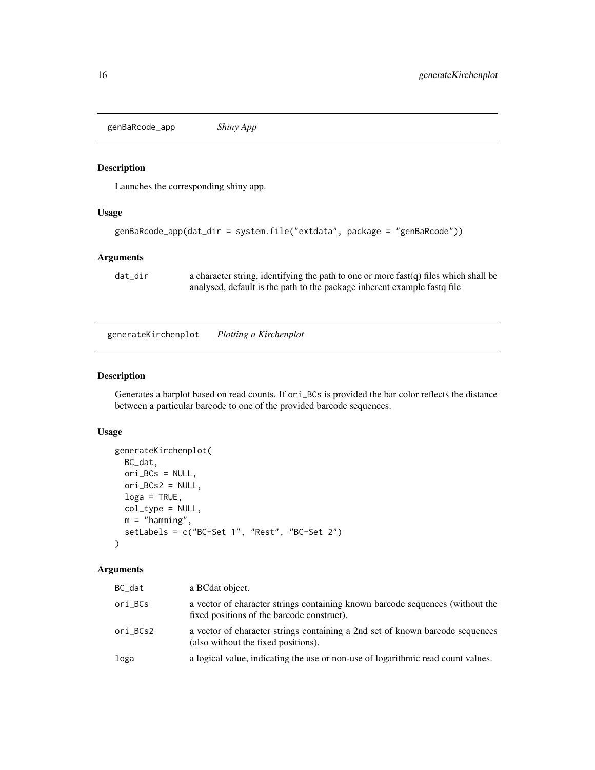## genBaRcode_app *Shiny App*

### Description

Launches the corresponding shiny app.

### Usage

```
genBaRcode_app(dat_dir = system.file("extdata", package = "genBaRcode"))
```

### Arguments

| | |
|---|---|
| dat_dir | a character string, identifying the path to one or more fast(q) files which shall be analysed, default is the path to the package inherent example fastq file |

## generateKirchenplot *Plotting a Kirchenplot*

### Description

Generates a barplot based on read counts. If `ori_BCs` is provided the bar color reflects the distance between a particular barcode to one of the provided barcode sequences.

### Usage

```
generateKirchenplot(
  BC_dat,
  ori_BCs = NULL,
  ori_BCs2 = NULL,
  loga = TRUE,
  col_type = NULL,
  m = "hamming",
  setLabels = c("BC-Set 1", "Rest", "BC-Set 2")
)
```

### Arguments

| | |
|---|---|
| BC_dat | a BCdat object. |
| ori_BCs | a vector of character strings containing known barcode sequences (without the fixed positions of the barcode construct). |
| ori_BCs2 | a vector of character strings containing a 2nd set of known barcode sequences (also without the fixed positions). |
| loga | a logical value, indicating the use or non-use of logarithmic read count values. |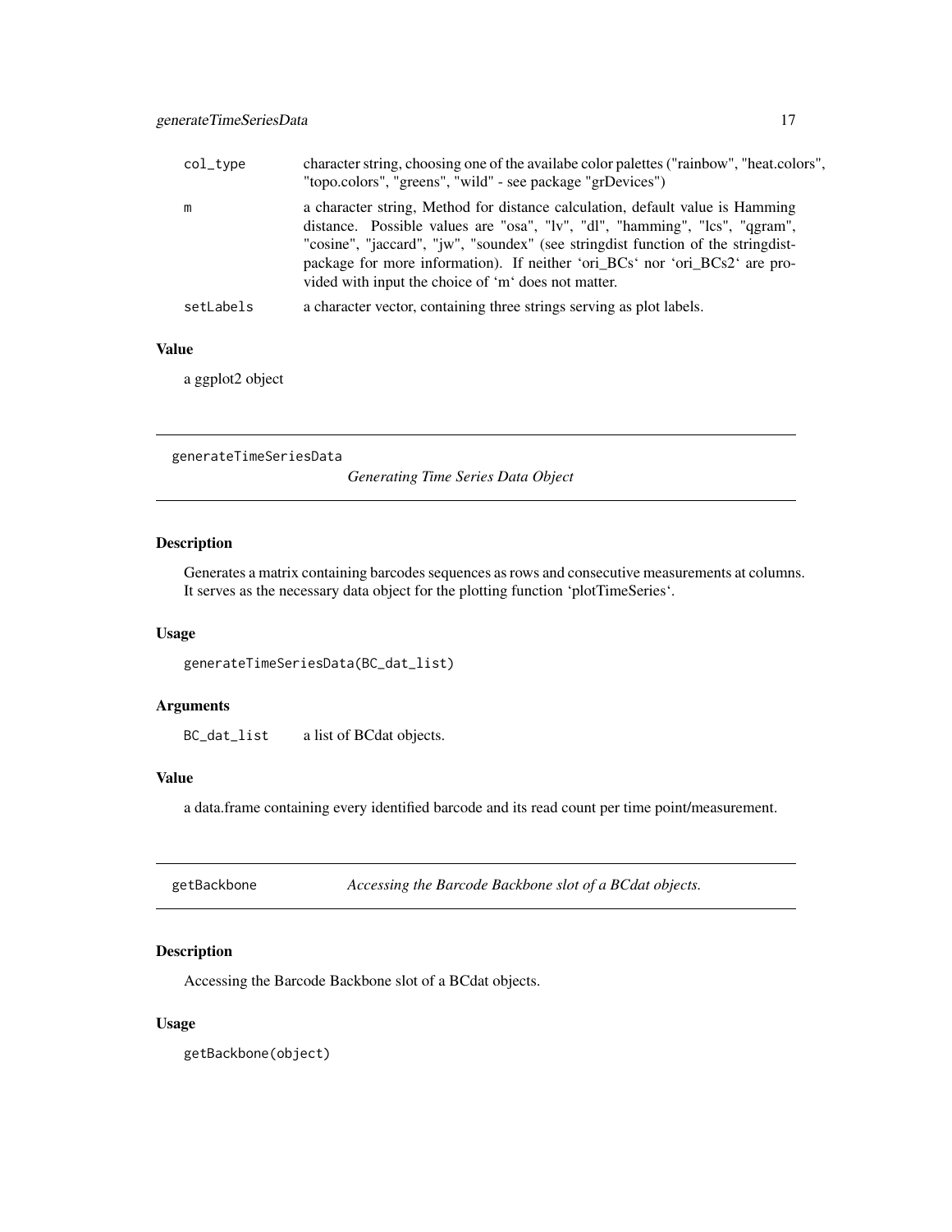| | |
|---|---|
| col_type | character string, choosing one of the availabe color palettes ("rainbow", "heat.colors", "topo.colors", "greens", "wild" - see package "grDevices") |
| m | a character string, Method for distance calculation, default value is Hamming distance. Possible values are "osa", "lv", "dl", "hamming", "lcs", "qgram", "cosine", "jaccard", "jw", "soundex" (see stringdist function of the stringdist-package for more information). If neither 'ori_BCs' nor 'ori_BCs2' are provided with input the choice of 'm' does not matter. |
| setLabels | a character vector, containing three strings serving as plot labels. |

### Value

a ggplot2 object

---

## generateTimeSeriesData — *Generating Time Series Data Object*

### Description

Generates a matrix containing barcodes sequences as rows and consecutive measurements at columns. It serves as the necessary data object for the plotting function 'plotTimeSeries'.

### Usage

```
generateTimeSeriesData(BC_dat_list)
```

### Arguments

| | |
|---|---|
| BC_dat_list | a list of BCdat objects. |

### Value

a data.frame containing every identified barcode and its read count per time point/measurement.

---

## getBackbone — *Accessing the Barcode Backbone slot of a BCdat objects.*

### Description

Accessing the Barcode Backbone slot of a BCdat objects.

### Usage

```
getBackbone(object)
```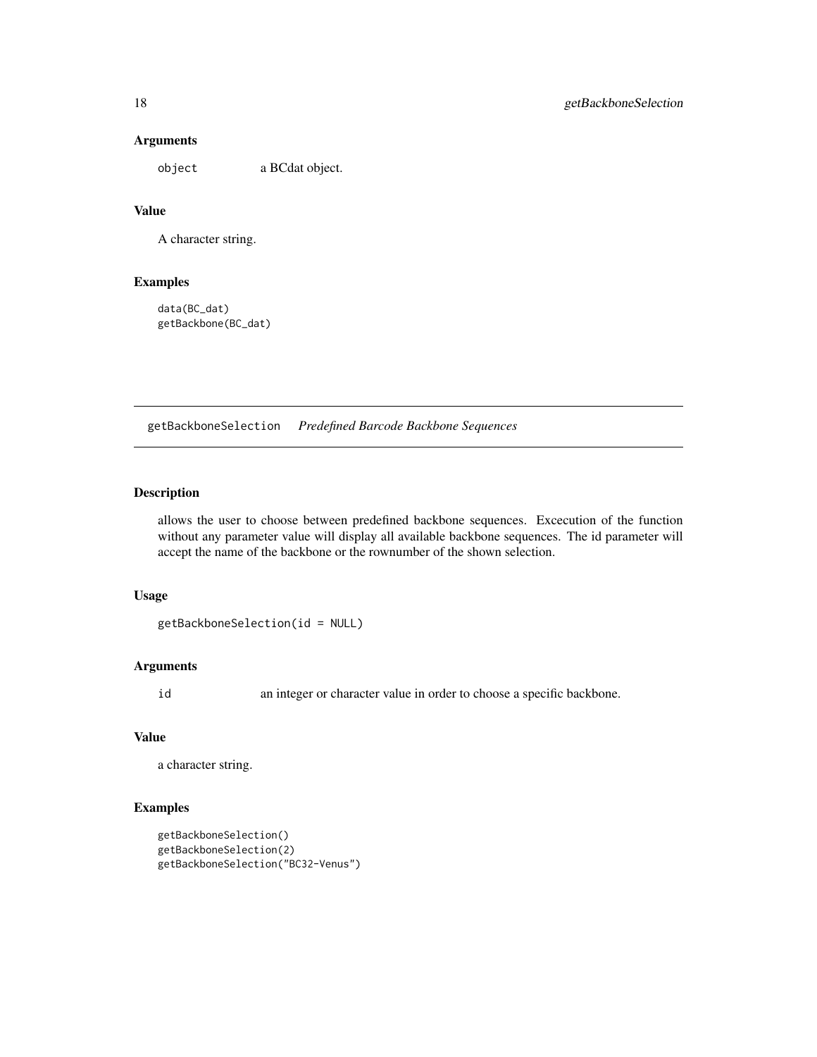### Arguments

object — a BCdat object.

### Value

A character string.

### Examples

```
data(BC_dat)
getBackbone(BC_dat)
```

---

## getBackboneSelection *Predefined Barcode Backbone Sequences*

---

### Description

allows the user to choose between predefined backbone sequences. Excecution of the function without any parameter value will display all available backbone sequences. The id parameter will accept the name of the backbone or the rownumber of the shown selection.

### Usage

```
getBackboneSelection(id = NULL)
```

### Arguments

id — an integer or character value in order to choose a specific backbone.

### Value

a character string.

### Examples

```
getBackboneSelection()
getBackboneSelection(2)
getBackboneSelection("BC32-Venus")
```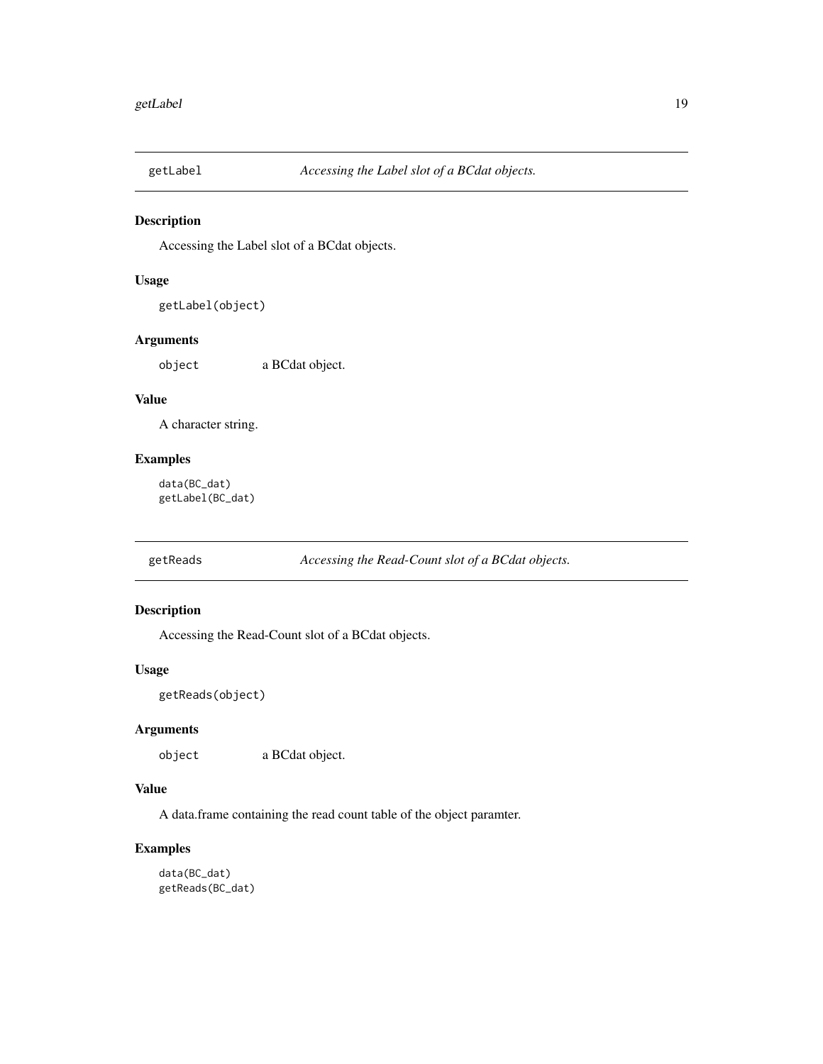## getLabel — *Accessing the Label slot of a BCdat objects.*

### Description

Accessing the Label slot of a BCdat objects.

### Usage

```
getLabel(object)
```

### Arguments

| | |
|---|---|
| `object` | a BCdat object. |

### Value

A character string.

### Examples

```
data(BC_dat)
getLabel(BC_dat)
```

## getReads — *Accessing the Read-Count slot of a BCdat objects.*

### Description

Accessing the Read-Count slot of a BCdat objects.

### Usage

```
getReads(object)
```

### Arguments

| | |
|---|---|
| `object` | a BCdat object. |

### Value

A data.frame containing the read count table of the object paramter.

### Examples

```
data(BC_dat)
getReads(BC_dat)
```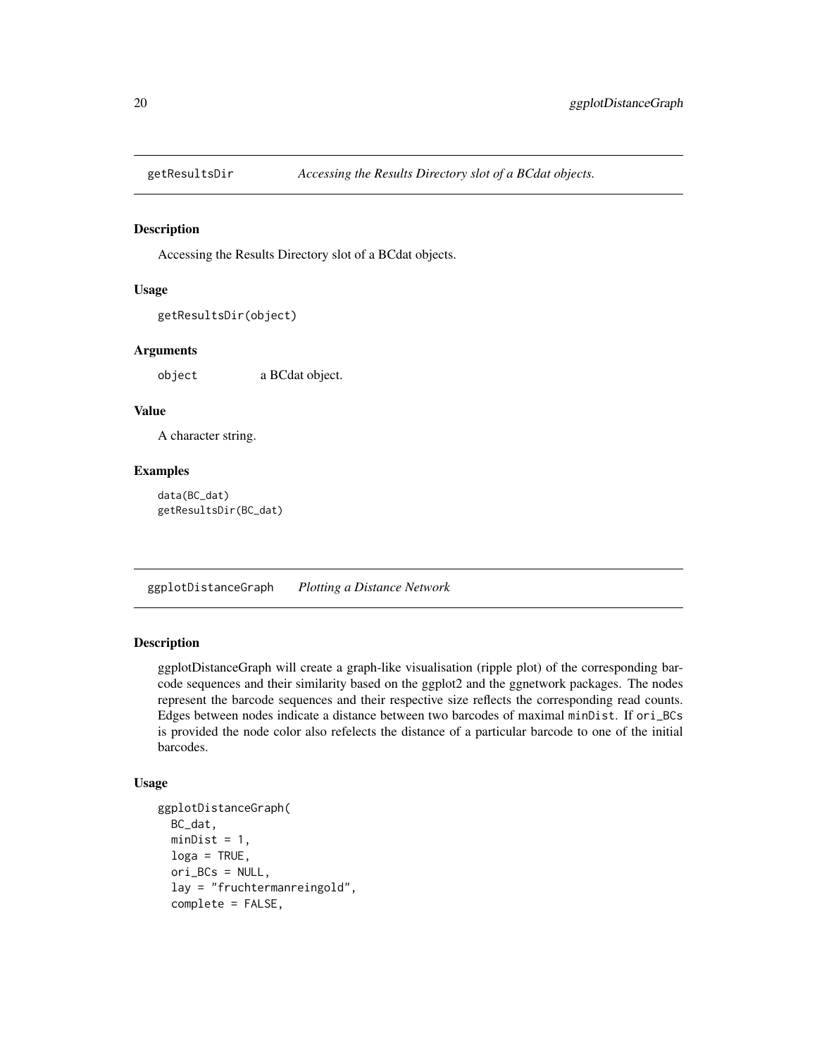## getResultsDir *Accessing the Results Directory slot of a BCdat objects.*

### Description

Accessing the Results Directory slot of a BCdat objects.

### Usage

```
getResultsDir(object)
```

### Arguments

| | |
|---|---|
| object | a BCdat object. |

### Value

A character string.

### Examples

```
data(BC_dat)
getResultsDir(BC_dat)
```

## ggplotDistanceGraph *Plotting a Distance Network*

### Description

ggplotDistanceGraph will create a graph-like visualisation (ripple plot) of the corresponding barcode sequences and their similarity based on the ggplot2 and the ggnetwork packages. The nodes represent the barcode sequences and their respective size reflects the corresponding read counts. Edges between nodes indicate a distance between two barcodes of maximal `minDist`. If `ori_BCs` is provided the node color also refelects the distance of a particular barcode to one of the initial barcodes.

### Usage

```
ggplotDistanceGraph(
  BC_dat,
  minDist = 1,
  loga = TRUE,
  ori_BCs = NULL,
  lay = "fruchtermanreingold",
  complete = FALSE,
```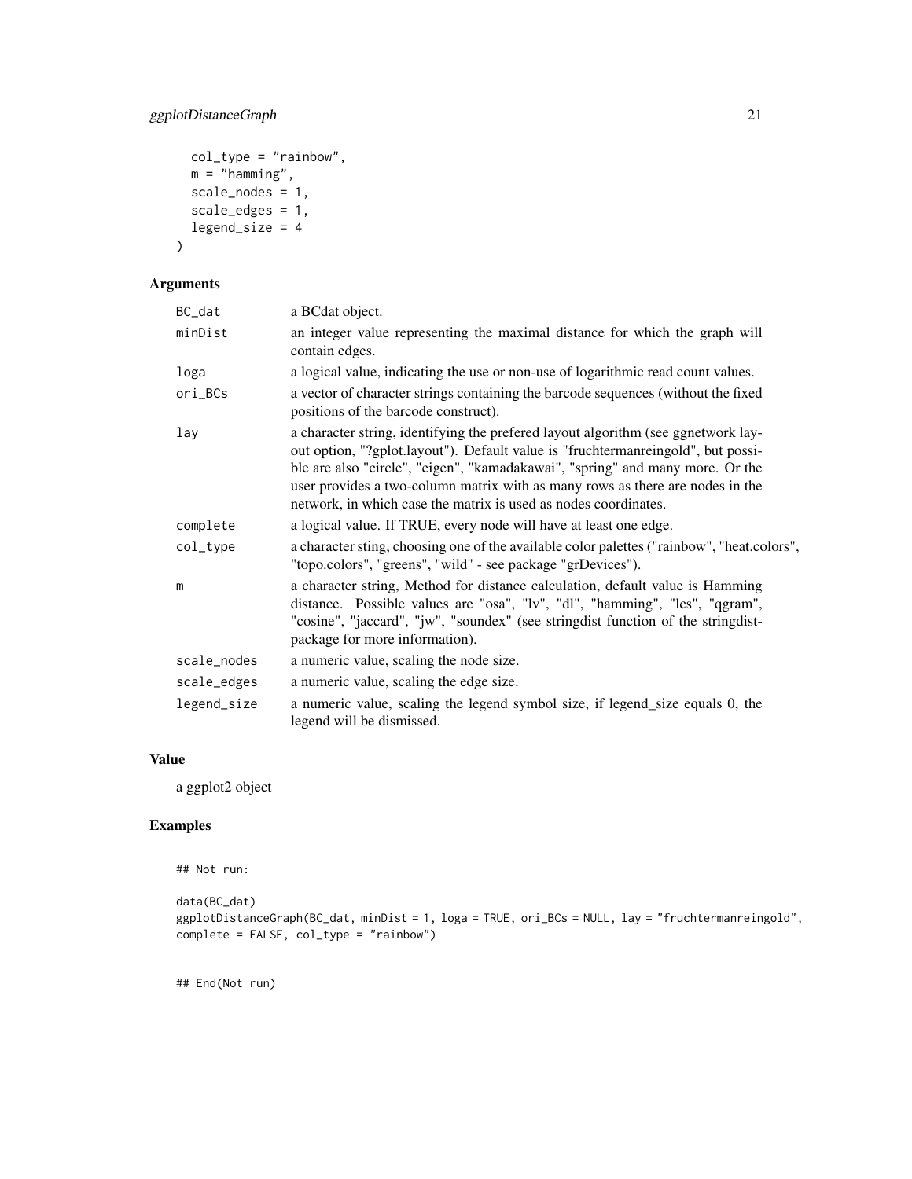```
  col_type = "rainbow",
  m = "hamming",
  scale_nodes = 1,
  scale_edges = 1,
  legend_size = 4
)
```

## Arguments

| | |
|---|---|
| BC_dat | a BCdat object. |
| minDist | an integer value representing the maximal distance for which the graph will contain edges. |
| loga | a logical value, indicating the use or non-use of logarithmic read count values. |
| ori_BCs | a vector of character strings containing the barcode sequences (without the fixed positions of the barcode construct). |
| lay | a character string, identifying the prefered layout algorithm (see ggnetwork layout option, "?gplot.layout"). Default value is "fruchtermanreingold", but possible are also "circle", "eigen", "kamadakawai", "spring" and many more. Or the user provides a two-column matrix with as many rows as there are nodes in the network, in which case the matrix is used as nodes coordinates. |
| complete | a logical value. If TRUE, every node will have at least one edge. |
| col_type | a character sting, choosing one of the available color palettes ("rainbow", "heat.colors", "topo.colors", "greens", "wild" - see package "grDevices"). |
| m | a character string, Method for distance calculation, default value is Hamming distance. Possible values are "osa", "lv", "dl", "hamming", "lcs", "qgram", "cosine", "jaccard", "jw", "soundex" (see stringdist function of the stringdist-package for more information). |
| scale_nodes | a numeric value, scaling the node size. |
| scale_edges | a numeric value, scaling the edge size. |
| legend_size | a numeric value, scaling the legend symbol size, if legend_size equals 0, the legend will be dismissed. |

## Value

a ggplot2 object

## Examples

```
## Not run:

data(BC_dat)
ggplotDistanceGraph(BC_dat, minDist = 1, loga = TRUE, ori_BCs = NULL, lay = "fruchtermanreingold",
complete = FALSE, col_type = "rainbow")


## End(Not run)
```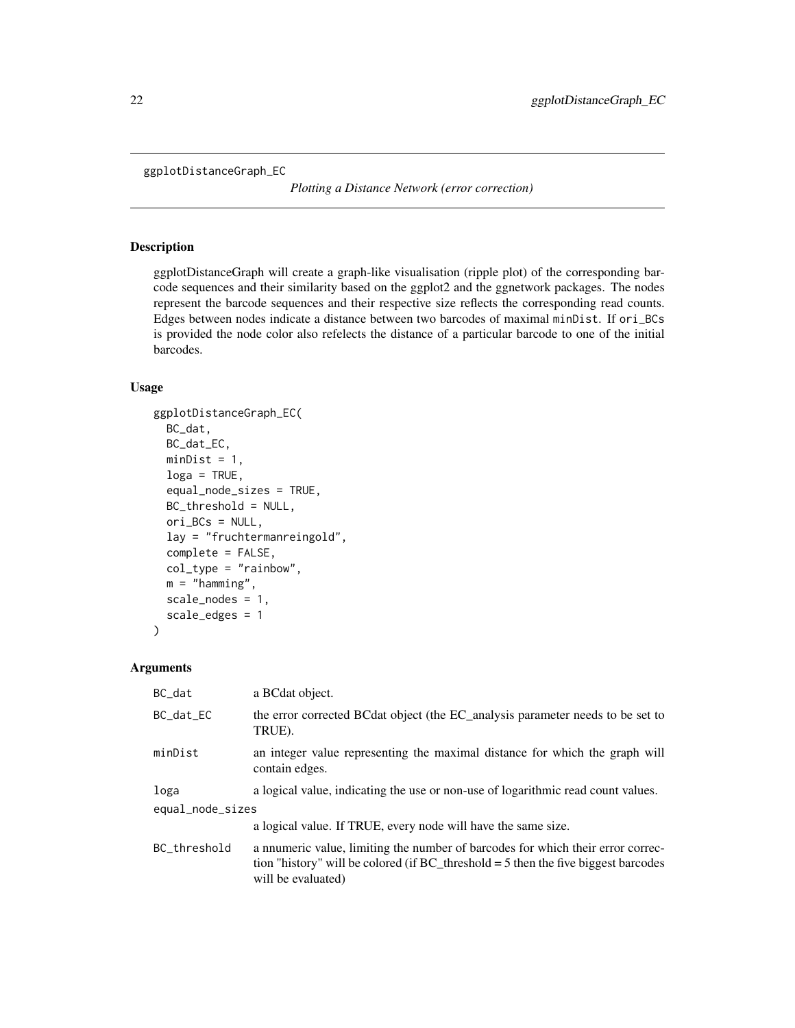ggplotDistanceGraph_EC

*Plotting a Distance Network (error correction)*

## Description

ggplotDistanceGraph will create a graph-like visualisation (ripple plot) of the corresponding barcode sequences and their similarity based on the ggplot2 and the ggnetwork packages. The nodes represent the barcode sequences and their respective size reflects the corresponding read counts. Edges between nodes indicate a distance between two barcodes of maximal `minDist`. If `ori_BCs` is provided the node color also refelects the distance of a particular barcode to one of the initial barcodes.

## Usage

```
ggplotDistanceGraph_EC(
  BC_dat,
  BC_dat_EC,
  minDist = 1,
  loga = TRUE,
  equal_node_sizes = TRUE,
  BC_threshold = NULL,
  ori_BCs = NULL,
  lay = "fruchtermanreingold",
  complete = FALSE,
  col_type = "rainbow",
  m = "hamming",
  scale_nodes = 1,
  scale_edges = 1
)
```

## Arguments

| | |
|---|---|
| BC_dat | a BCdat object. |
| BC_dat_EC | the error corrected BCdat object (the EC_analysis parameter needs to be set to TRUE). |
| minDist | an integer value representing the maximal distance for which the graph will contain edges. |
| loga | a logical value, indicating the use or non-use of logarithmic read count values. |
| equal_node_sizes | a logical value. If TRUE, every node will have the same size. |
| BC_threshold | a nnumeric value, limiting the number of barcodes for which their error correction "history" will be colored (if BC_threshold = 5 then the five biggest barcodes will be evaluated) |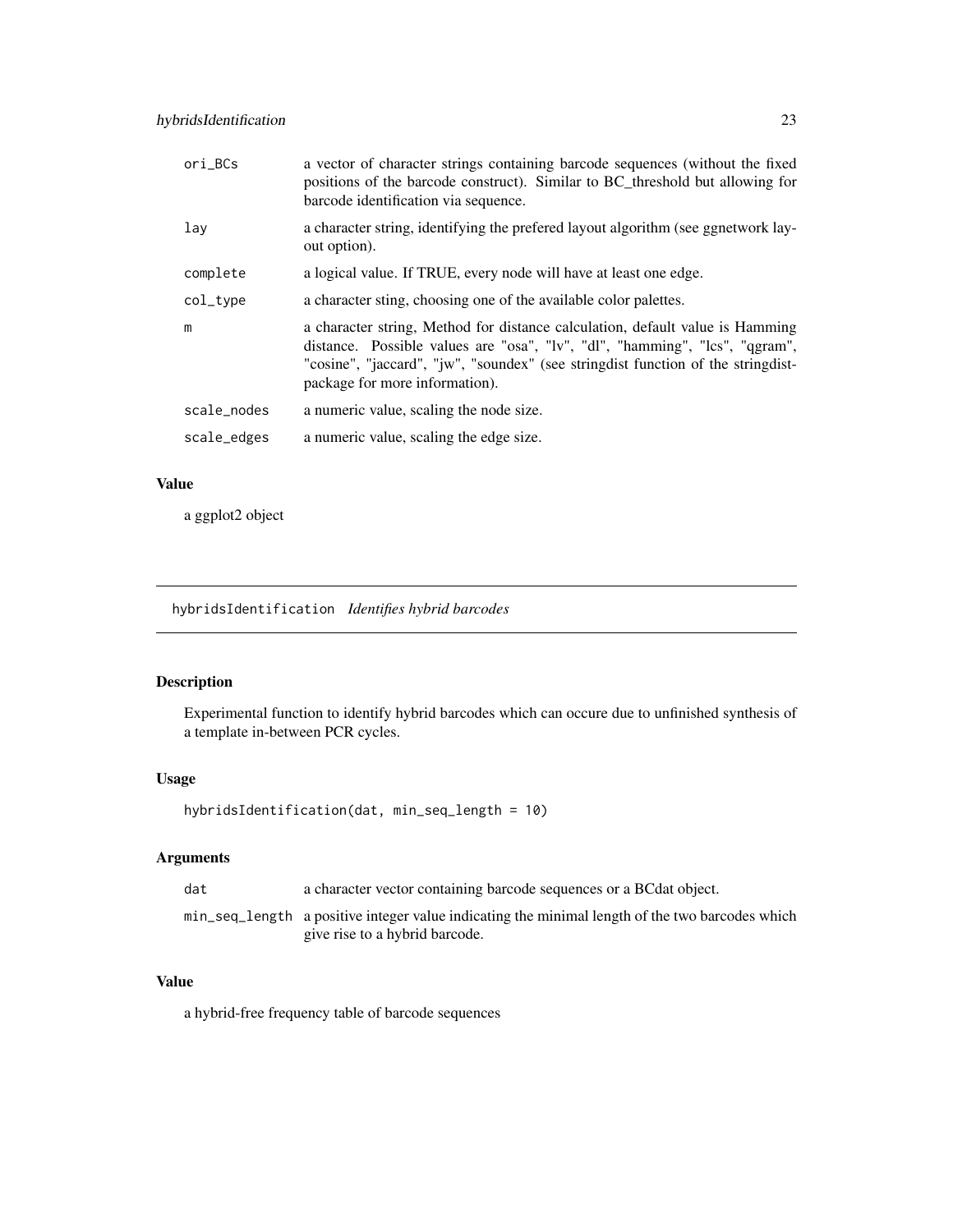| | |
|---|---|
| ori_BCs | a vector of character strings containing barcode sequences (without the fixed positions of the barcode construct). Similar to BC_threshold but allowing for barcode identification via sequence. |
| lay | a character string, identifying the prefered layout algorithm (see ggnetwork layout option). |
| complete | a logical value. If TRUE, every node will have at least one edge. |
| col_type | a character sting, choosing one of the available color palettes. |
| m | a character string, Method for distance calculation, default value is Hamming distance. Possible values are "osa", "lv", "dl", "hamming", "lcs", "qgram", "cosine", "jaccard", "jw", "soundex" (see stringdist function of the stringdist-package for more information). |
| scale_nodes | a numeric value, scaling the node size. |
| scale_edges | a numeric value, scaling the edge size. |

### Value

a ggplot2 object

---

## hybridsIdentification *Identifies hybrid barcodes*

### Description

Experimental function to identify hybrid barcodes which can occure due to unfinished synthesis of a template in-between PCR cycles.

### Usage

```
hybridsIdentification(dat, min_seq_length = 10)
```

### Arguments

| | |
|---|---|
| dat | a character vector containing barcode sequences or a BCdat object. |
| min_seq_length | a positive integer value indicating the minimal length of the two barcodes which give rise to a hybrid barcode. |

### Value

a hybrid-free frequency table of barcode sequences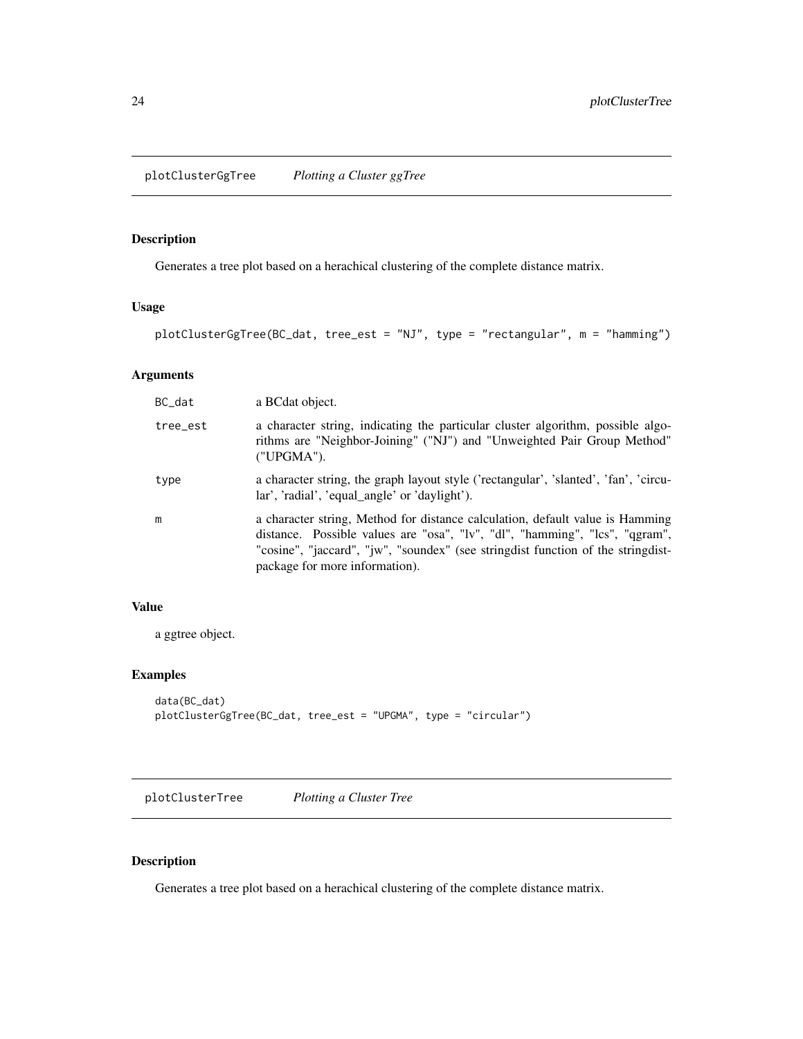## plotClusterGgTree *Plotting a Cluster ggTree*

### Description

Generates a tree plot based on a herachical clustering of the complete distance matrix.

### Usage

```
plotClusterGgTree(BC_dat, tree_est = "NJ", type = "rectangular", m = "hamming")
```

### Arguments

| | |
|---|---|
| BC_dat | a BCdat object. |
| tree_est | a character string, indicating the particular cluster algorithm, possible algorithms are "Neighbor-Joining" ("NJ") and "Unweighted Pair Group Method" ("UPGMA"). |
| type | a character string, the graph layout style ('rectangular', 'slanted', 'fan', 'circular', 'radial', 'equal_angle' or 'daylight'). |
| m | a character string, Method for distance calculation, default value is Hamming distance. Possible values are "osa", "lv", "dl", "hamming", "lcs", "qgram", "cosine", "jaccard", "jw", "soundex" (see stringdist function of the stringdist-package for more information). |

### Value

a ggtree object.

### Examples

```
data(BC_dat)
plotClusterGgTree(BC_dat, tree_est = "UPGMA", type = "circular")
```

## plotClusterTree *Plotting a Cluster Tree*

### Description

Generates a tree plot based on a herachical clustering of the complete distance matrix.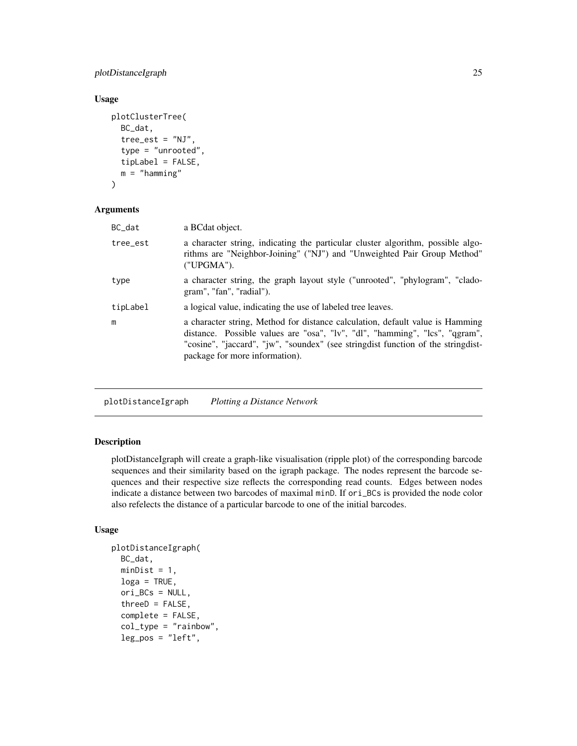### Usage

```
plotClusterTree(
  BC_dat,
  tree_est = "NJ",
  type = "unrooted",
  tipLabel = FALSE,
  m = "hamming"
)
```

### Arguments

| | |
|---|---|
| BC_dat | a BCdat object. |
| tree_est | a character string, indicating the particular cluster algorithm, possible algorithms are "Neighbor-Joining" ("NJ") and "Unweighted Pair Group Method" ("UPGMA"). |
| type | a character string, the graph layout style ("unrooted", "phylogram", "cladogram", "fan", "radial"). |
| tipLabel | a logical value, indicating the use of labeled tree leaves. |
| m | a character string, Method for distance calculation, default value is Hamming distance. Possible values are "osa", "lv", "dl", "hamming", "lcs", "qgram", "cosine", "jaccard", "jw", "soundex" (see stringdist function of the stringdist-package for more information). |

## plotDistanceIgraph *Plotting a Distance Network*

### Description

plotDistanceIgraph will create a graph-like visualisation (ripple plot) of the corresponding barcode sequences and their similarity based on the igraph package. The nodes represent the barcode sequences and their respective size reflects the corresponding read counts. Edges between nodes indicate a distance between two barcodes of maximal `minD`. If `ori_BCs` is provided the node color also refelects the distance of a particular barcode to one of the initial barcodes.

### Usage

```
plotDistanceIgraph(
  BC_dat,
  minDist = 1,
  loga = TRUE,
  ori_BCs = NULL,
  threeD = FALSE,
  complete = FALSE,
  col_type = "rainbow",
  leg_pos = "left",
```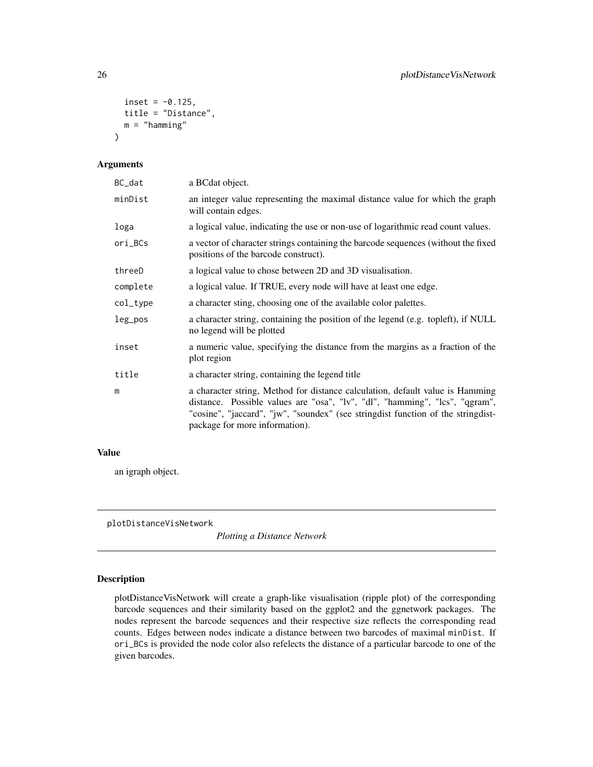```
  inset = -0.125,
  title = "Distance",
  m = "hamming"
)
```

### Arguments

| | |
|---|---|
| BC_dat | a BCdat object. |
| minDist | an integer value representing the maximal distance value for which the graph will contain edges. |
| loga | a logical value, indicating the use or non-use of logarithmic read count values. |
| ori_BCs | a vector of character strings containing the barcode sequences (without the fixed positions of the barcode construct). |
| threeD | a logical value to chose between 2D and 3D visualisation. |
| complete | a logical value. If TRUE, every node will have at least one edge. |
| col_type | a character sting, choosing one of the available color palettes. |
| leg_pos | a character string, containing the position of the legend (e.g. topleft), if NULL no legend will be plotted |
| inset | a numeric value, specifying the distance from the margins as a fraction of the plot region |
| title | a character string, containing the legend title |
| m | a character string, Method for distance calculation, default value is Hamming distance. Possible values are "osa", "lv", "dl", "hamming", "lcs", "qgram", "cosine", "jaccard", "jw", "soundex" (see stringdist function of the stringdist-package for more information). |

### Value

an igraph object.

---

## plotDistanceVisNetwork    *Plotting a Distance Network*

---

### Description

plotDistanceVisNetwork will create a graph-like visualisation (ripple plot) of the corresponding barcode sequences and their similarity based on the ggplot2 and the ggnetwork packages. The nodes represent the barcode sequences and their respective size reflects the corresponding read counts. Edges between nodes indicate a distance between two barcodes of maximal `minDist`. If `ori_BCs` is provided the node color also refelects the distance of a particular barcode to one of the given barcodes.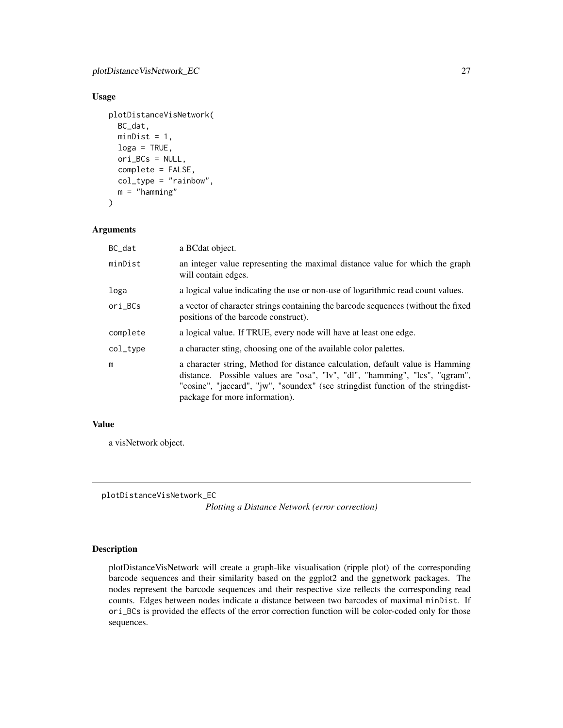## Usage

```
plotDistanceVisNetwork(
  BC_dat,
  minDist = 1,
  loga = TRUE,
  ori_BCs = NULL,
  complete = FALSE,
  col_type = "rainbow",
  m = "hamming"
)
```

## Arguments

| | |
|---|---|
| BC_dat | a BCdat object. |
| minDist | an integer value representing the maximal distance value for which the graph will contain edges. |
| loga | a logical value indicating the use or non-use of logarithmic read count values. |
| ori_BCs | a vector of character strings containing the barcode sequences (without the fixed positions of the barcode construct). |
| complete | a logical value. If TRUE, every node will have at least one edge. |
| col_type | a character sting, choosing one of the available color palettes. |
| m | a character string, Method for distance calculation, default value is Hamming distance. Possible values are "osa", "lv", "dl", "hamming", "lcs", "qgram", "cosine", "jaccard", "jw", "soundex" (see stringdist function of the stringdist-package for more information). |

## Value

a visNetwork object.

---

# plotDistanceVisNetwork_EC

*Plotting a Distance Network (error correction)*

## Description

plotDistanceVisNetwork will create a graph-like visualisation (ripple plot) of the corresponding barcode sequences and their similarity based on the ggplot2 and the ggnetwork packages. The nodes represent the barcode sequences and their respective size reflects the corresponding read counts. Edges between nodes indicate a distance between two barcodes of maximal `minDist`. If `ori_BCs` is provided the effects of the error correction function will be color-coded only for those sequences.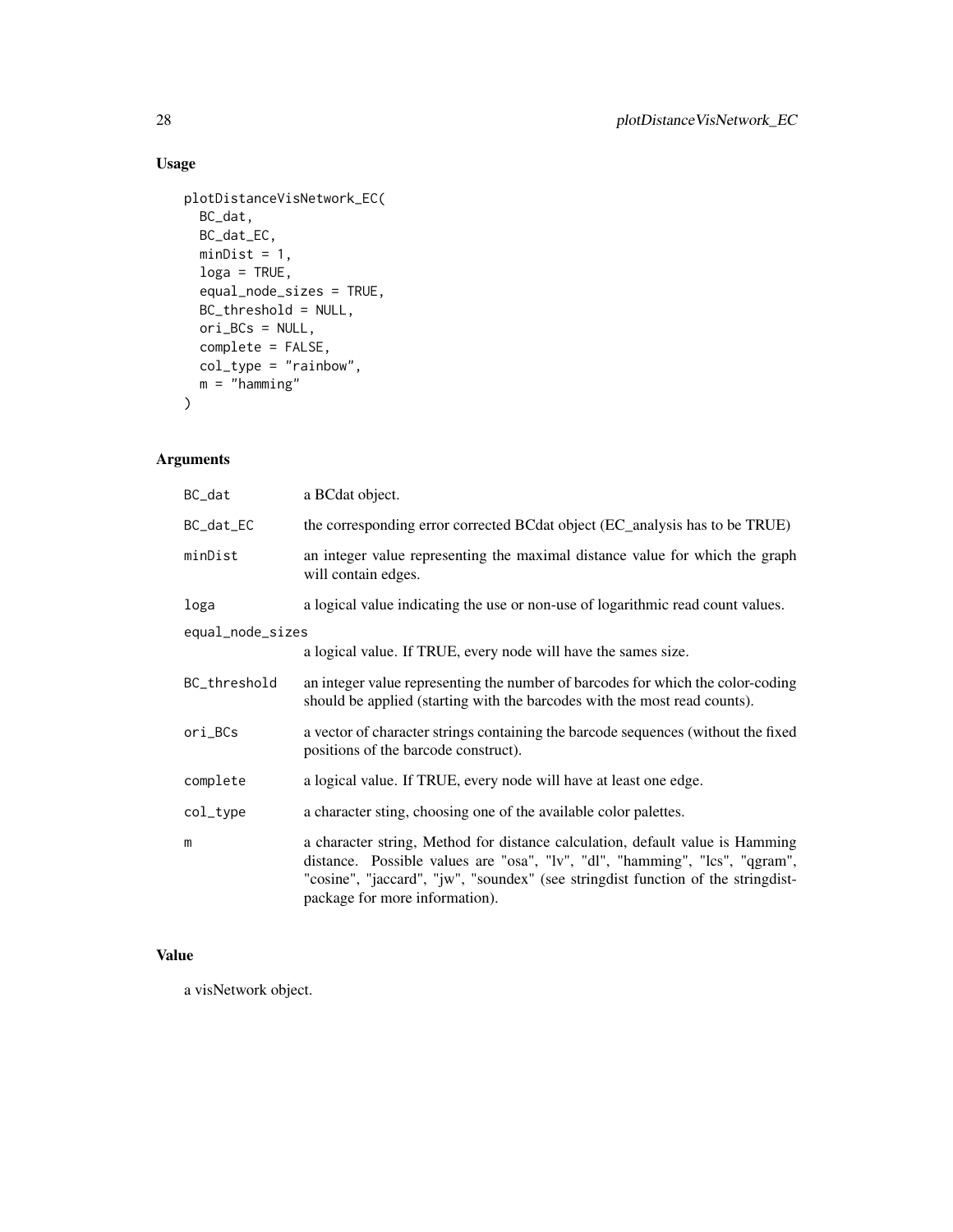## Usage

```
plotDistanceVisNetwork_EC(
  BC_dat,
  BC_dat_EC,
  minDist = 1,
  loga = TRUE,
  equal_node_sizes = TRUE,
  BC_threshold = NULL,
  ori_BCs = NULL,
  complete = FALSE,
  col_type = "rainbow",
  m = "hamming"
)
```

## Arguments

| | |
|---|---|
| BC_dat | a BCdat object. |
| BC_dat_EC | the corresponding error corrected BCdat object (EC_analysis has to be TRUE) |
| minDist | an integer value representing the maximal distance value for which the graph will contain edges. |
| loga | a logical value indicating the use or non-use of logarithmic read count values. |
| equal_node_sizes | a logical value. If TRUE, every node will have the sames size. |
| BC_threshold | an integer value representing the number of barcodes for which the color-coding should be applied (starting with the barcodes with the most read counts). |
| ori_BCs | a vector of character strings containing the barcode sequences (without the fixed positions of the barcode construct). |
| complete | a logical value. If TRUE, every node will have at least one edge. |
| col_type | a character sting, choosing one of the available color palettes. |
| m | a character string, Method for distance calculation, default value is Hamming distance. Possible values are "osa", "lv", "dl", "hamming", "lcs", "qgram", "cosine", "jaccard", "jw", "soundex" (see stringdist function of the stringdist-package for more information). |

## Value

a visNetwork object.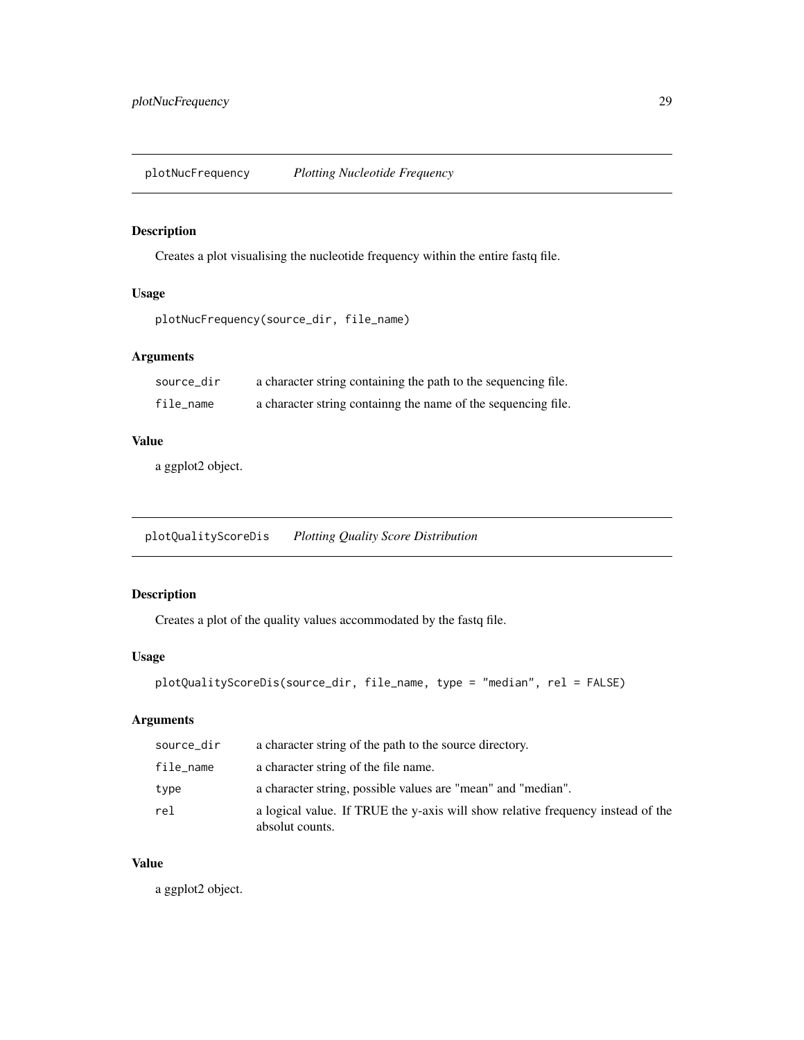## plotNucFrequency *Plotting Nucleotide Frequency*

### Description

Creates a plot visualising the nucleotide frequency within the entire fastq file.

### Usage

```
plotNucFrequency(source_dir, file_name)
```

### Arguments

| | |
|---|---|
| source_dir | a character string containing the path to the sequencing file. |
| file_name | a character string containg the name of the sequencing file. |

### Value

a ggplot2 object.

## plotQualityScoreDis *Plotting Quality Score Distribution*

### Description

Creates a plot of the quality values accommodated by the fastq file.

### Usage

```
plotQualityScoreDis(source_dir, file_name, type = "median", rel = FALSE)
```

### Arguments

| | |
|---|---|
| source_dir | a character string of the path to the source directory. |
| file_name | a character string of the file name. |
| type | a character string, possible values are "mean" and "median". |
| rel | a logical value. If TRUE the y-axis will show relative frequency instead of the absolut counts. |

### Value

a ggplot2 object.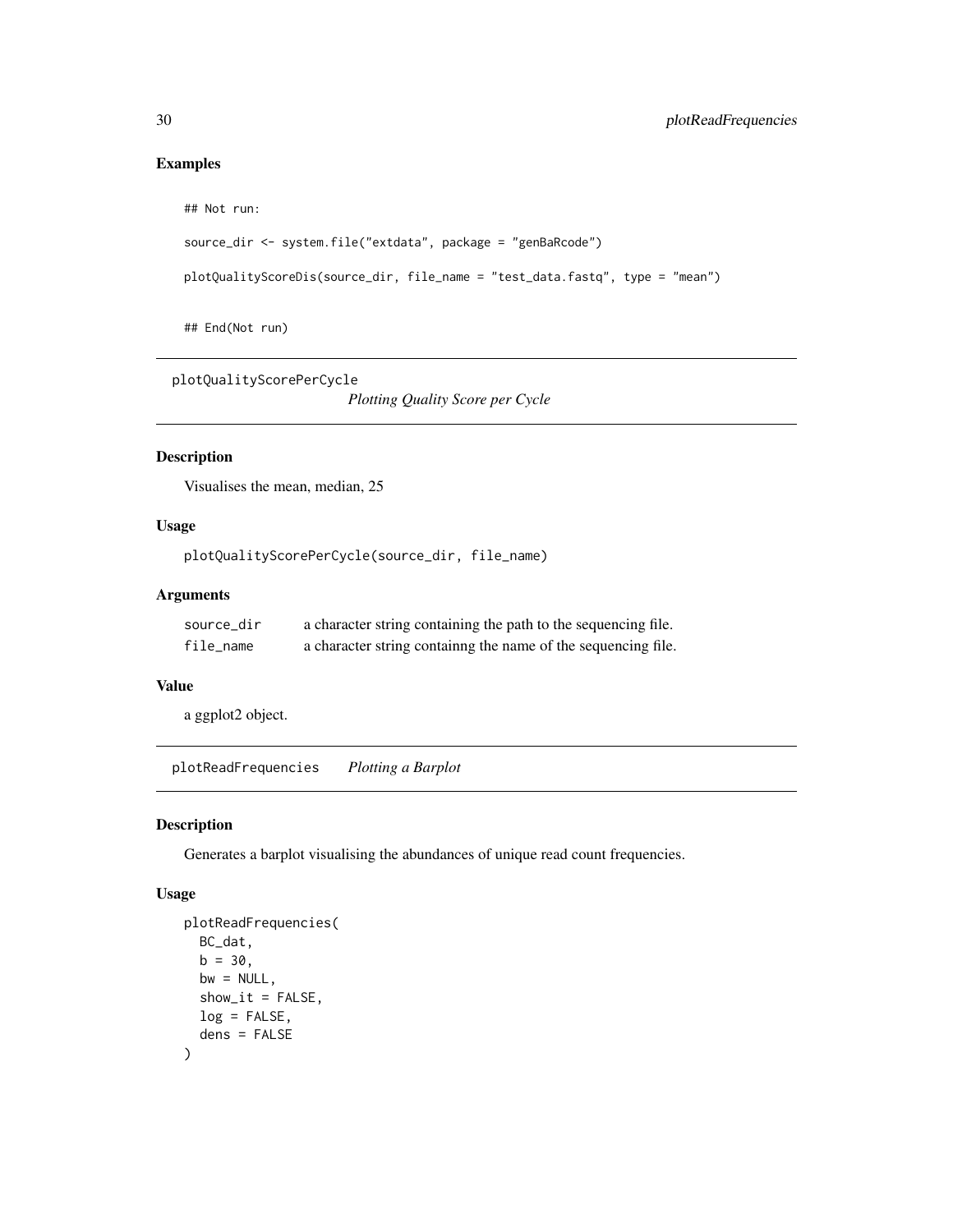## Examples

```
## Not run:

source_dir <- system.file("extdata", package = "genBaRcode")

plotQualityScoreDis(source_dir, file_name = "test_data.fastq", type = "mean")


## End(Not run)
```

---

# plotQualityScorePerCycle *Plotting Quality Score per Cycle*

## Description

Visualises the mean, median, 25

## Usage

```
plotQualityScorePerCycle(source_dir, file_name)
```

## Arguments

| | |
|---|---|
| source_dir | a character string containing the path to the sequencing file. |
| file_name | a character string containng the name of the sequencing file. |

## Value

a ggplot2 object.

---

# plotReadFrequencies *Plotting a Barplot*

## Description

Generates a barplot visualising the abundances of unique read count frequencies.

## Usage

```
plotReadFrequencies(
  BC_dat,
  b = 30,
  bw = NULL,
  show_it = FALSE,
  log = FALSE,
  dens = FALSE
)
```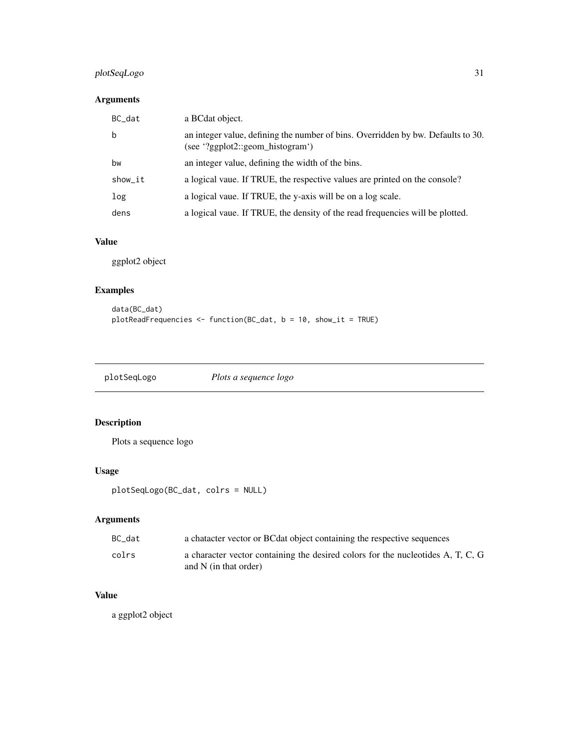### Arguments

| | |
|---|---|
| `BC_dat` | a BCdat object. |
| `b` | an integer value, defining the number of bins. Overridden by bw. Defaults to 30. (see '?ggplot2::geom_histogram') |
| `bw` | an integer value, defining the width of the bins. |
| `show_it` | a logical vaue. If TRUE, the respective values are printed on the console? |
| `log` | a logical vaue. If TRUE, the y-axis will be on a log scale. |
| `dens` | a logical vaue. If TRUE, the density of the read frequencies will be plotted. |

### Value

ggplot2 object

### Examples

```
data(BC_dat)
plotReadFrequencies <- function(BC_dat, b = 10, show_it = TRUE)
```

---

## plotSeqLogo — *Plots a sequence logo*

### Description

Plots a sequence logo

### Usage

```
plotSeqLogo(BC_dat, colrs = NULL)
```

### Arguments

| | |
|---|---|
| `BC_dat` | a chatacter vector or BCdat object containing the respective sequences |
| `colrs` | a character vector containing the desired colors for the nucleotides A, T, C, G and N (in that order) |

### Value

a ggplot2 object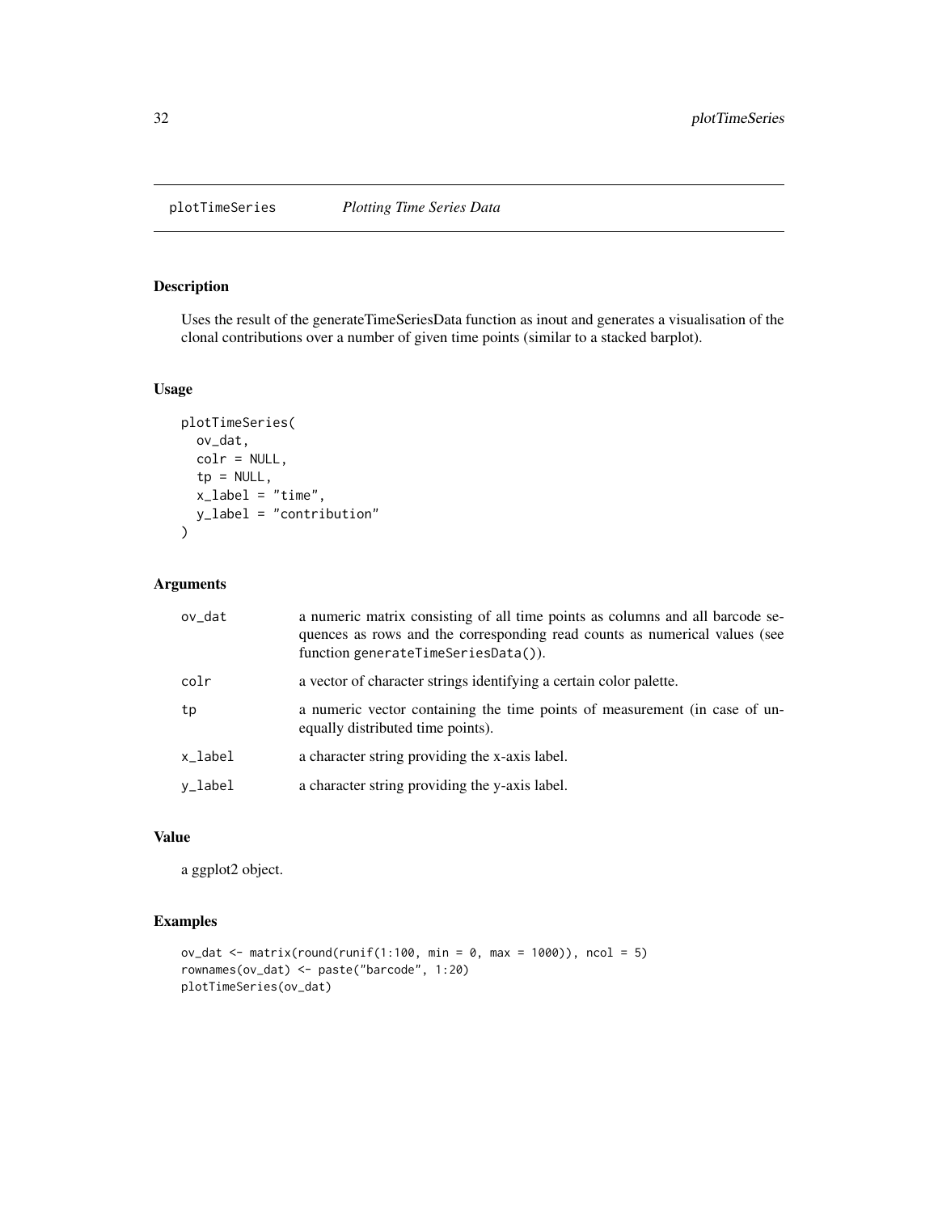# plotTimeSeries *Plotting Time Series Data*

## Description

Uses the result of the generateTimeSeriesData function as inout and generates a visualisation of the clonal contributions over a number of given time points (similar to a stacked barplot).

## Usage

```
plotTimeSeries(
  ov_dat,
  colr = NULL,
  tp = NULL,
  x_label = "time",
  y_label = "contribution"
)
```

## Arguments

| | |
|---|---|
| ov_dat | a numeric matrix consisting of all time points as columns and all barcode sequences as rows and the corresponding read counts as numerical values (see function `generateTimeSeriesData()`). |
| colr | a vector of character strings identifying a certain color palette. |
| tp | a numeric vector containing the time points of measurement (in case of unequally distributed time points). |
| x_label | a character string providing the x-axis label. |
| y_label | a character string providing the y-axis label. |

## Value

a ggplot2 object.

## Examples

```
ov_dat <- matrix(round(runif(1:100, min = 0, max = 1000)), ncol = 5)
rownames(ov_dat) <- paste("barcode", 1:20)
plotTimeSeries(ov_dat)
```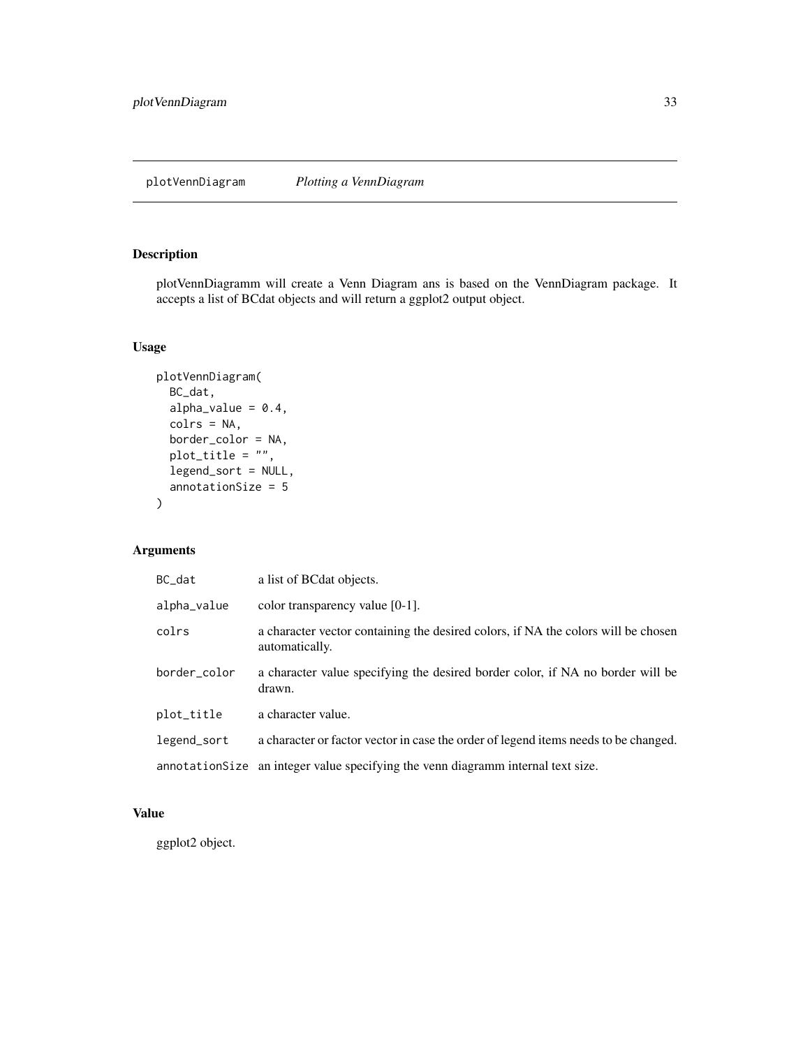## plotVennDiagram *Plotting a VennDiagram*

### Description

plotVennDiagramm will create a Venn Diagram ans is based on the VennDiagram package. It accepts a list of BCdat objects and will return a ggplot2 output object.

### Usage

```
plotVennDiagram(
  BC_dat,
  alpha_value = 0.4,
  colrs = NA,
  border_color = NA,
  plot_title = "",
  legend_sort = NULL,
  annotationSize = 5
)
```

### Arguments

| | |
|---|---|
| `BC_dat` | a list of BCdat objects. |
| `alpha_value` | color transparency value [0-1]. |
| `colrs` | a character vector containing the desired colors, if NA the colors will be chosen automatically. |
| `border_color` | a character value specifying the desired border color, if NA no border will be drawn. |
| `plot_title` | a character value. |
| `legend_sort` | a character or factor vector in case the order of legend items needs to be changed. |
| `annotationSize` | an integer value specifying the venn diagramm internal text size. |

### Value

ggplot2 object.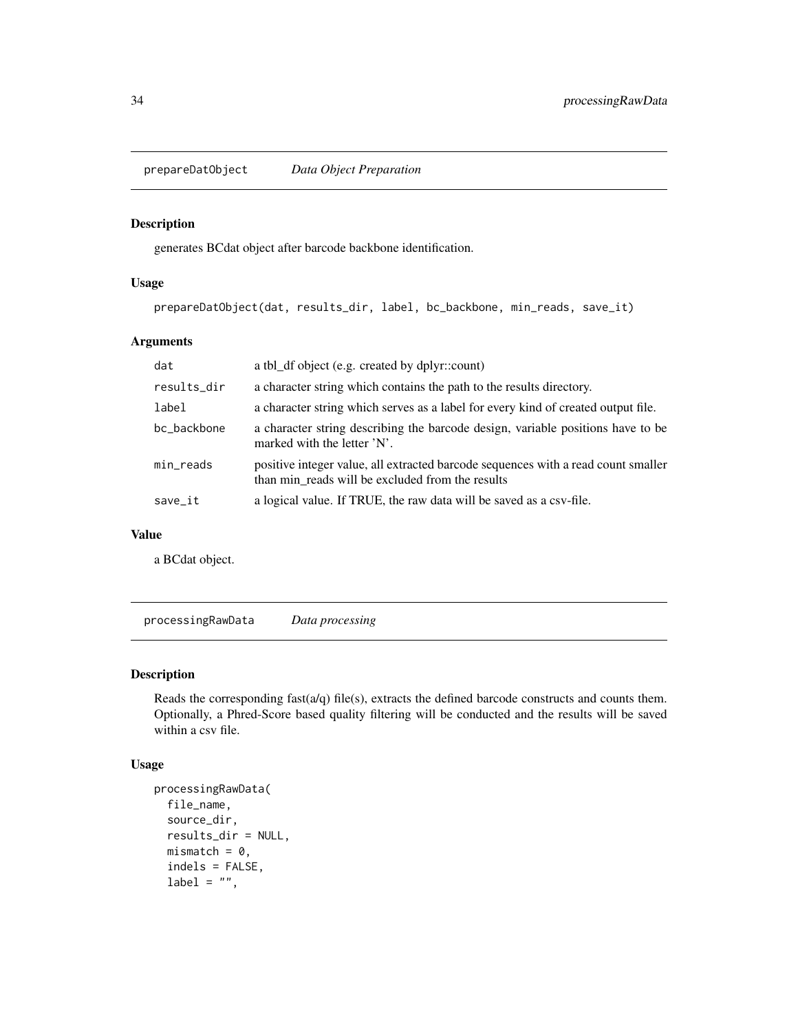## prepareDatObject *Data Object Preparation*

### Description

generates BCdat object after barcode backbone identification.

### Usage

```
prepareDatObject(dat, results_dir, label, bc_backbone, min_reads, save_it)
```

### Arguments

| | |
|---|---|
| dat | a tbl_df object (e.g. created by dplyr::count) |
| results_dir | a character string which contains the path to the results directory. |
| label | a character string which serves as a label for every kind of created output file. |
| bc_backbone | a character string describing the barcode design, variable positions have to be marked with the letter 'N'. |
| min_reads | positive integer value, all extracted barcode sequences with a read count smaller than min_reads will be excluded from the results |
| save_it | a logical value. If TRUE, the raw data will be saved as a csv-file. |

### Value

a BCdat object.

## processingRawData *Data processing*

### Description

Reads the corresponding fast(a/q) file(s), extracts the defined barcode constructs and counts them. Optionally, a Phred-Score based quality filtering will be conducted and the results will be saved within a csv file.

### Usage

```
processingRawData(
  file_name,
  source_dir,
  results_dir = NULL,
  mismatch = 0,
  indels = FALSE,
  label = "",
```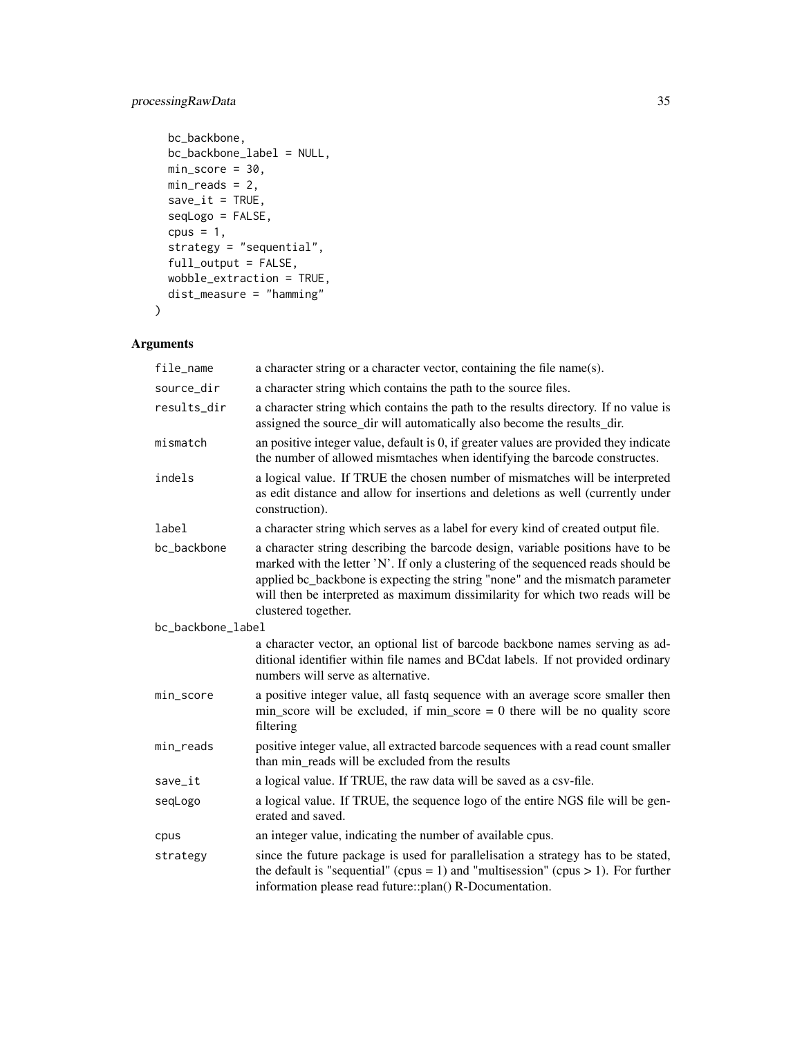```
  bc_backbone,
  bc_backbone_label = NULL,
  min_score = 30,
  min_reads = 2,
  save_it = TRUE,
  seqLogo = FALSE,
  cpus = 1,
  strategy = "sequential",
  full_output = FALSE,
  wobble_extraction = TRUE,
  dist_measure = "hamming"
)
```

## Arguments

| | |
|---|---|
| file_name | a character string or a character vector, containing the file name(s). |
| source_dir | a character string which contains the path to the source files. |
| results_dir | a character string which contains the path to the results directory. If no value is assigned the source_dir will automatically also become the results_dir. |
| mismatch | an positive integer value, default is 0, if greater values are provided they indicate the number of allowed mismtaches when identifying the barcode constructes. |
| indels | a logical value. If TRUE the chosen number of mismatches will be interpreted as edit distance and allow for insertions and deletions as well (currently under construction). |
| label | a character string which serves as a label for every kind of created output file. |
| bc_backbone | a character string describing the barcode design, variable positions have to be marked with the letter 'N'. If only a clustering of the sequenced reads should be applied bc_backbone is expecting the string "none" and the mismatch parameter will then be interpreted as maximum dissimilarity for which two reads will be clustered together. |
| bc_backbone_label | a character vector, an optional list of barcode backbone names serving as additional identifier within file names and BCdat labels. If not provided ordinary numbers will serve as alternative. |
| min_score | a positive integer value, all fastq sequence with an average score smaller then min_score will be excluded, if min_score = 0 there will be no quality score filtering |
| min_reads | positive integer value, all extracted barcode sequences with a read count smaller than min_reads will be excluded from the results |
| save_it | a logical value. If TRUE, the raw data will be saved as a csv-file. |
| seqLogo | a logical value. If TRUE, the sequence logo of the entire NGS file will be generated and saved. |
| cpus | an integer value, indicating the number of available cpus. |
| strategy | since the future package is used for parallelisation a strategy has to be stated, the default is "sequential" (cpus = 1) and "multisession" (cpus > 1). For further information please read future::plan() R-Documentation. |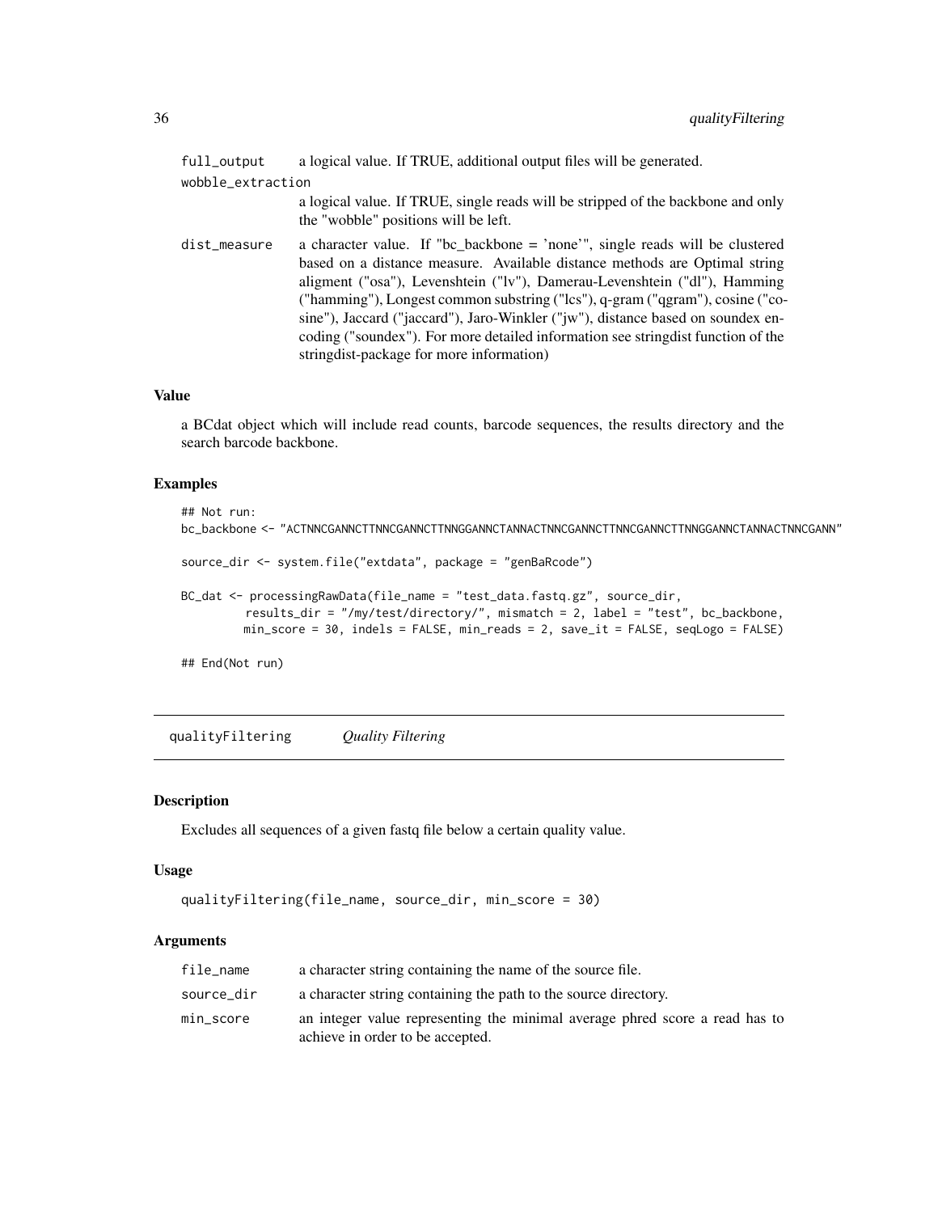| | |
|---|---|
| full_output | a logical value. If TRUE, additional output files will be generated. |
| wobble_extraction | a logical value. If TRUE, single reads will be stripped of the backbone and only the "wobble" positions will be left. |
| dist_measure | a character value. If "bc_backbone = 'none'", single reads will be clustered based on a distance measure. Available distance methods are Optimal string aligment ("osa"), Levenshtein ("lv"), Damerau-Levenshtein ("dl"), Hamming ("hamming"), Longest common substring ("lcs"), q-gram ("qgram"), cosine ("cosine"), Jaccard ("jaccard"), Jaro-Winkler ("jw"), distance based on soundex encoding ("soundex"). For more detailed information see stringdist function of the stringdist-package for more information) |

### Value

a BCdat object which will include read counts, barcode sequences, the results directory and the search barcode backbone.

### Examples

```
## Not run:
bc_backbone <- "ACTNNCGANNCTTNNCGANNCTTNNGGANNCTANNACTNNCGANNCTTNNCGANNCTTNNGGANNCTANNACTNNCGANN"

source_dir <- system.file("extdata", package = "genBaRcode")

BC_dat <- processingRawData(file_name = "test_data.fastq.gz", source_dir,
         results_dir = "/my/test/directory/", mismatch = 2, label = "test", bc_backbone,
         min_score = 30, indels = FALSE, min_reads = 2, save_it = FALSE, seqLogo = FALSE)

## End(Not run)
```

---

## qualityFiltering *Quality Filtering*

### Description

Excludes all sequences of a given fastq file below a certain quality value.

### Usage

```
qualityFiltering(file_name, source_dir, min_score = 30)
```

### Arguments

| | |
|---|---|
| file_name | a character string containing the name of the source file. |
| source_dir | a character string containing the path to the source directory. |
| min_score | an integer value representing the minimal average phred score a read has to achieve in order to be accepted. |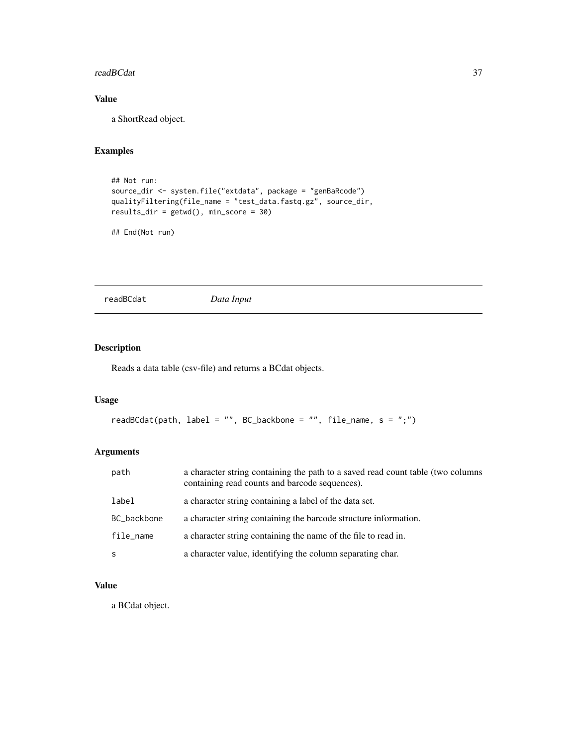## Value

a ShortRead object.

## Examples

```
## Not run:
source_dir <- system.file("extdata", package = "genBaRcode")
qualityFiltering(file_name = "test_data.fastq.gz", source_dir,
results_dir = getwd(), min_score = 30)

## End(Not run)
```

---

# readBCdat *Data Input*

---

## Description

Reads a data table (csv-file) and returns a BCdat objects.

## Usage

```
readBCdat(path, label = "", BC_backbone = "", file_name, s = ";")
```

## Arguments

| | |
|---|---|
| `path` | a character string containing the path to a saved read count table (two columns containing read counts and barcode sequences). |
| `label` | a character string containing a label of the data set. |
| `BC_backbone` | a character string containing the barcode structure information. |
| `file_name` | a character string containing the name of the file to read in. |
| `s` | a character value, identifying the column separating char. |

## Value

a BCdat object.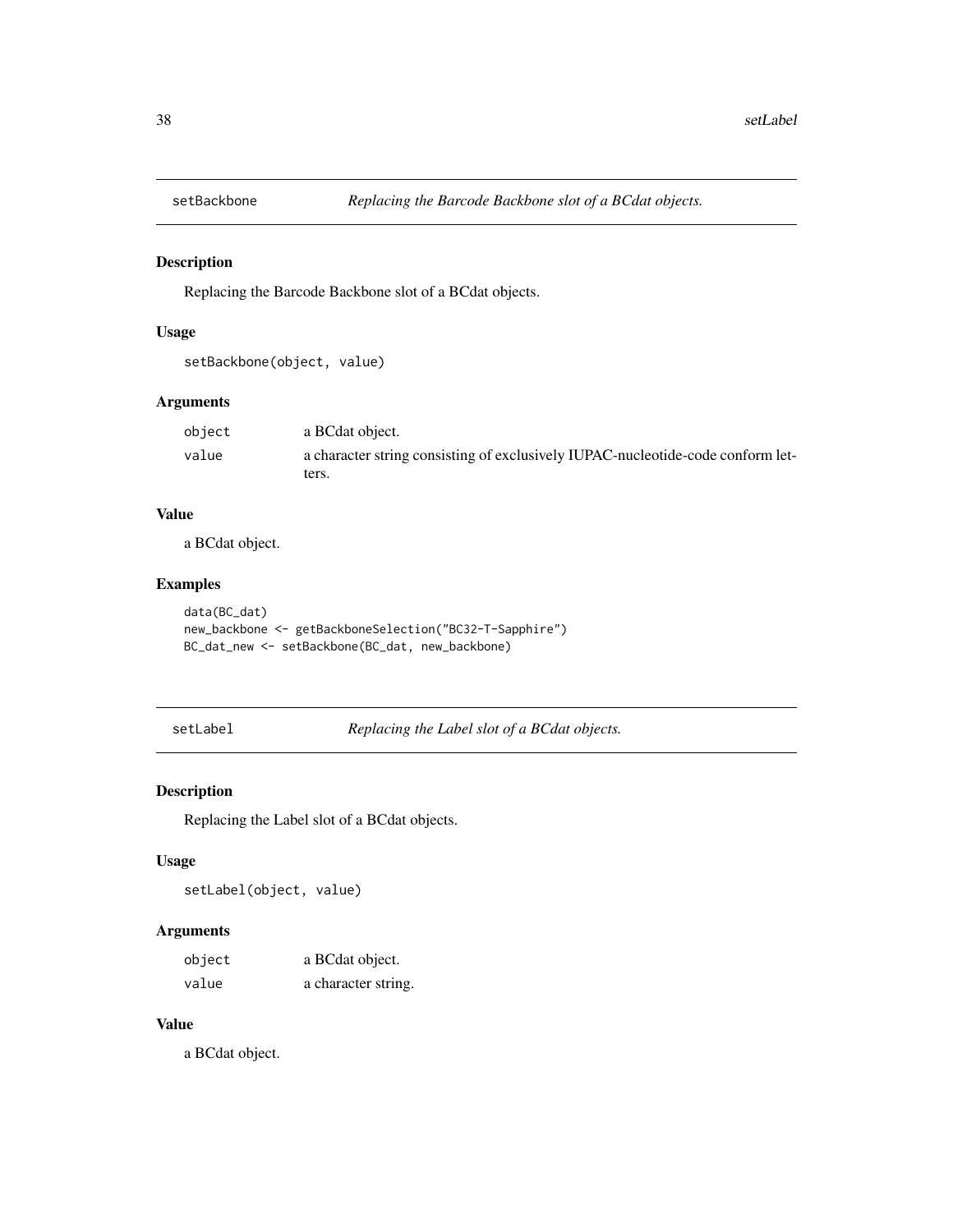## setBackbone *Replacing the Barcode Backbone slot of a BCdat objects.*

### Description

Replacing the Barcode Backbone slot of a BCdat objects.

### Usage

```
setBackbone(object, value)
```

### Arguments

| | |
|---|---|
| object | a BCdat object. |
| value | a character string consisting of exclusively IUPAC-nucleotide-code conform letters. |

### Value

a BCdat object.

### Examples

```
data(BC_dat)
new_backbone <- getBackboneSelection("BC32-T-Sapphire")
BC_dat_new <- setBackbone(BC_dat, new_backbone)
```

## setLabel *Replacing the Label slot of a BCdat objects.*

### Description

Replacing the Label slot of a BCdat objects.

### Usage

```
setLabel(object, value)
```

### Arguments

| | |
|---|---|
| object | a BCdat object. |
| value | a character string. |

### Value

a BCdat object.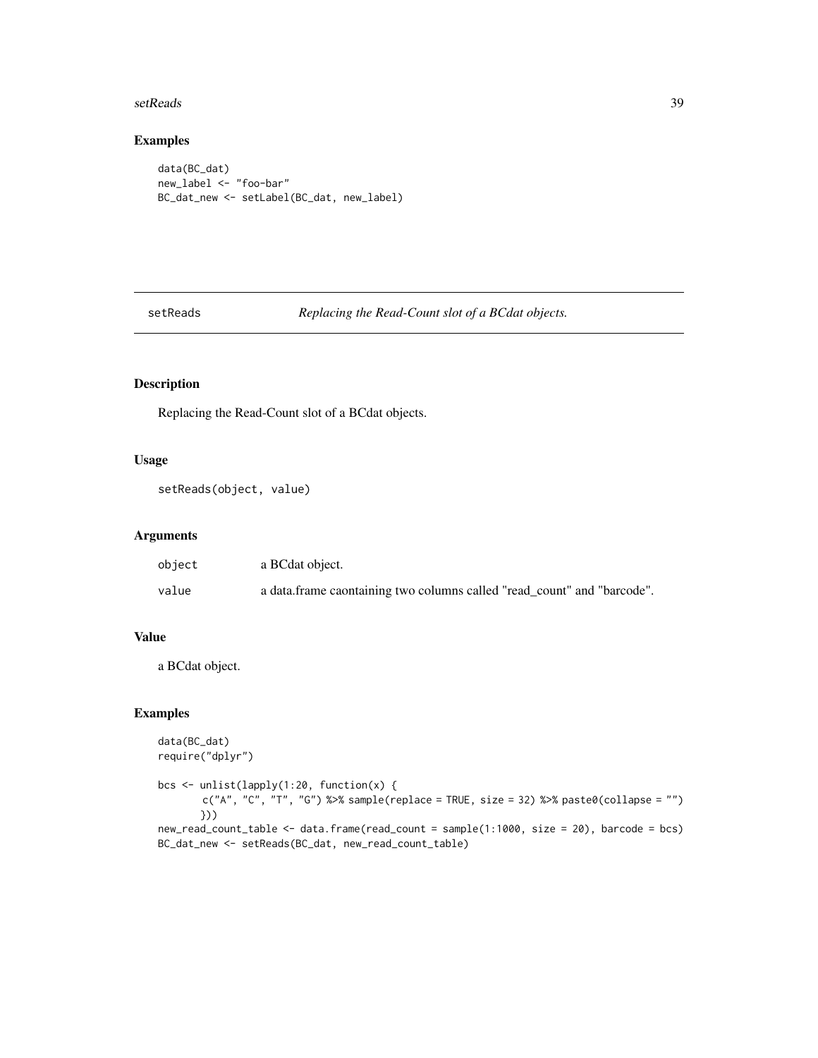## Examples

```
data(BC_dat)
new_label <- "foo-bar"
BC_dat_new <- setLabel(BC_dat, new_label)
```

---

# setReads — *Replacing the Read-Count slot of a BCdat objects.*

---

## Description

Replacing the Read-Count slot of a BCdat objects.

## Usage

```
setReads(object, value)
```

## Arguments

| | |
|---|---|
| object | a BCdat object. |
| value | a data.frame caontaining two columns called "read_count" and "barcode". |

## Value

a BCdat object.

## Examples

```
data(BC_dat)
require("dplyr")

bcs <- unlist(lapply(1:20, function(x) {
       c("A", "C", "T", "G") %>% sample(replace = TRUE, size = 32) %>% paste0(collapse = "")
       }))
new_read_count_table <- data.frame(read_count = sample(1:1000, size = 20), barcode = bcs)
BC_dat_new <- setReads(BC_dat, new_read_count_table)
```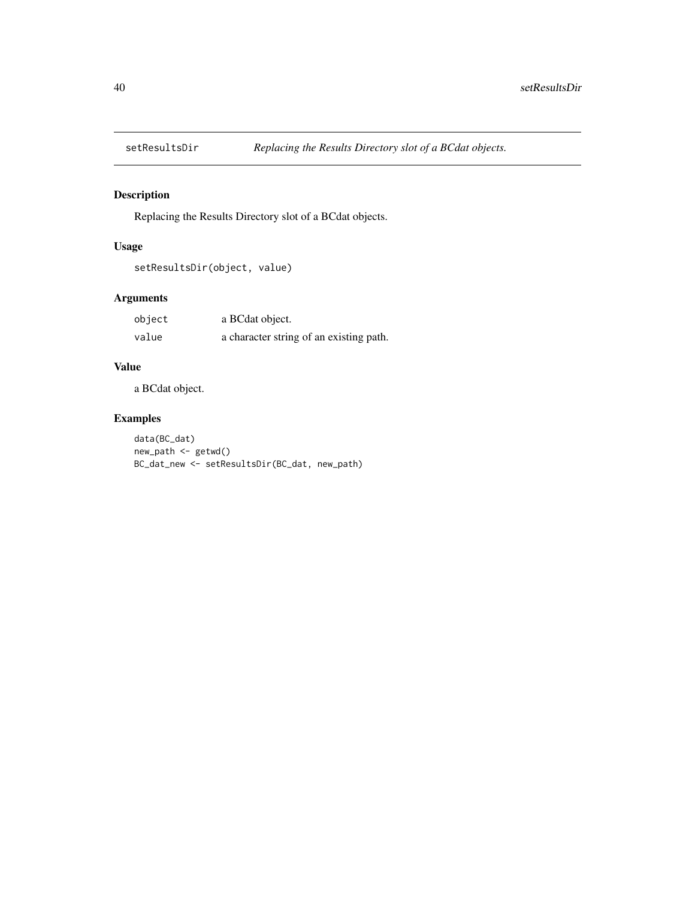## setResultsDir *Replacing the Results Directory slot of a BCdat objects.*

### Description

Replacing the Results Directory slot of a BCdat objects.

### Usage

```
setResultsDir(object, value)
```

### Arguments

| | |
|---|---|
| object | a BCdat object. |
| value | a character string of an existing path. |

### Value

a BCdat object.

### Examples

```
data(BC_dat)
new_path <- getwd()
BC_dat_new <- setResultsDir(BC_dat, new_path)
```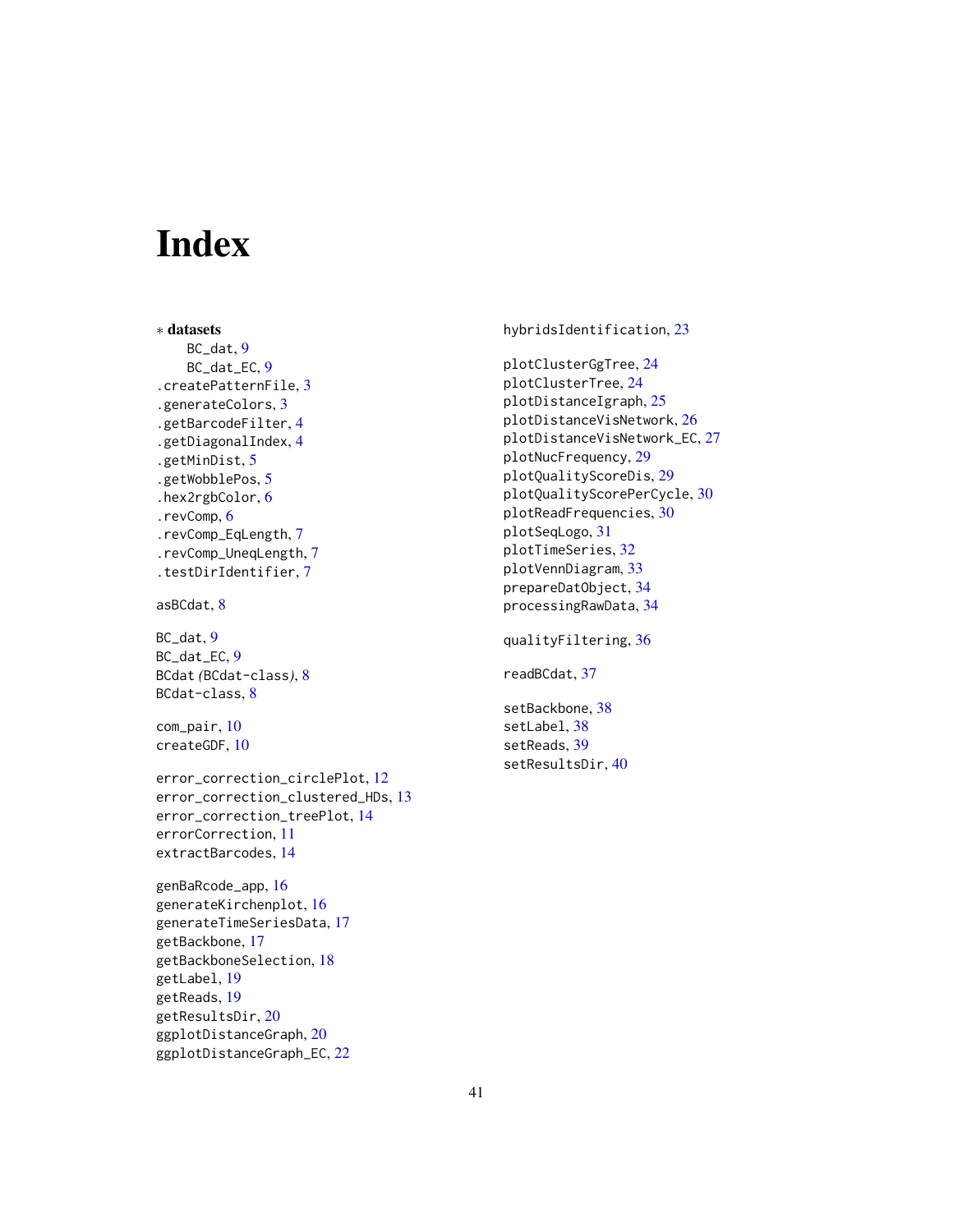# Index

* **datasets**
  - BC_dat, 9
  - BC_dat_EC, 9

.createPatternFile, 3
.generateColors, 3
.getBarcodeFilter, 4
.getDiagonalIndex, 4
.getMinDist, 5
.getWobblePos, 5
.hex2rgbColor, 6
.revComp, 6
.revComp_EqLength, 7
.revComp_UneqLength, 7
.testDirIdentifier, 7

asBCdat, 8

BC_dat, 9
BC_dat_EC, 9
BCdat *(BCdat-class)*, 8
BCdat-class, 8

com_pair, 10
createGDF, 10

error_correction_circlePlot, 12
error_correction_clustered_HDs, 13
error_correction_treePlot, 14
errorCorrection, 11
extractBarcodes, 14

genBaRcode_app, 16
generateKirchenplot, 16
generateTimeSeriesData, 17
getBackbone, 17
getBackboneSelection, 18
getLabel, 19
getReads, 19
getResultsDir, 20
ggplotDistanceGraph, 20
ggplotDistanceGraph_EC, 22

hybridsIdentification, 23

plotClusterGgTree, 24
plotClusterTree, 24
plotDistanceIgraph, 25
plotDistanceVisNetwork, 26
plotDistanceVisNetwork_EC, 27
plotNucFrequency, 29
plotQualityScoreDis, 29
plotQualityScorePerCycle, 30
plotReadFrequencies, 30
plotSeqLogo, 31
plotTimeSeries, 32
plotVennDiagram, 33
prepareDatObject, 34
processingRawData, 34

qualityFiltering, 36

readBCdat, 37

setBackbone, 38
setLabel, 38
setReads, 39
setResultsDir, 40